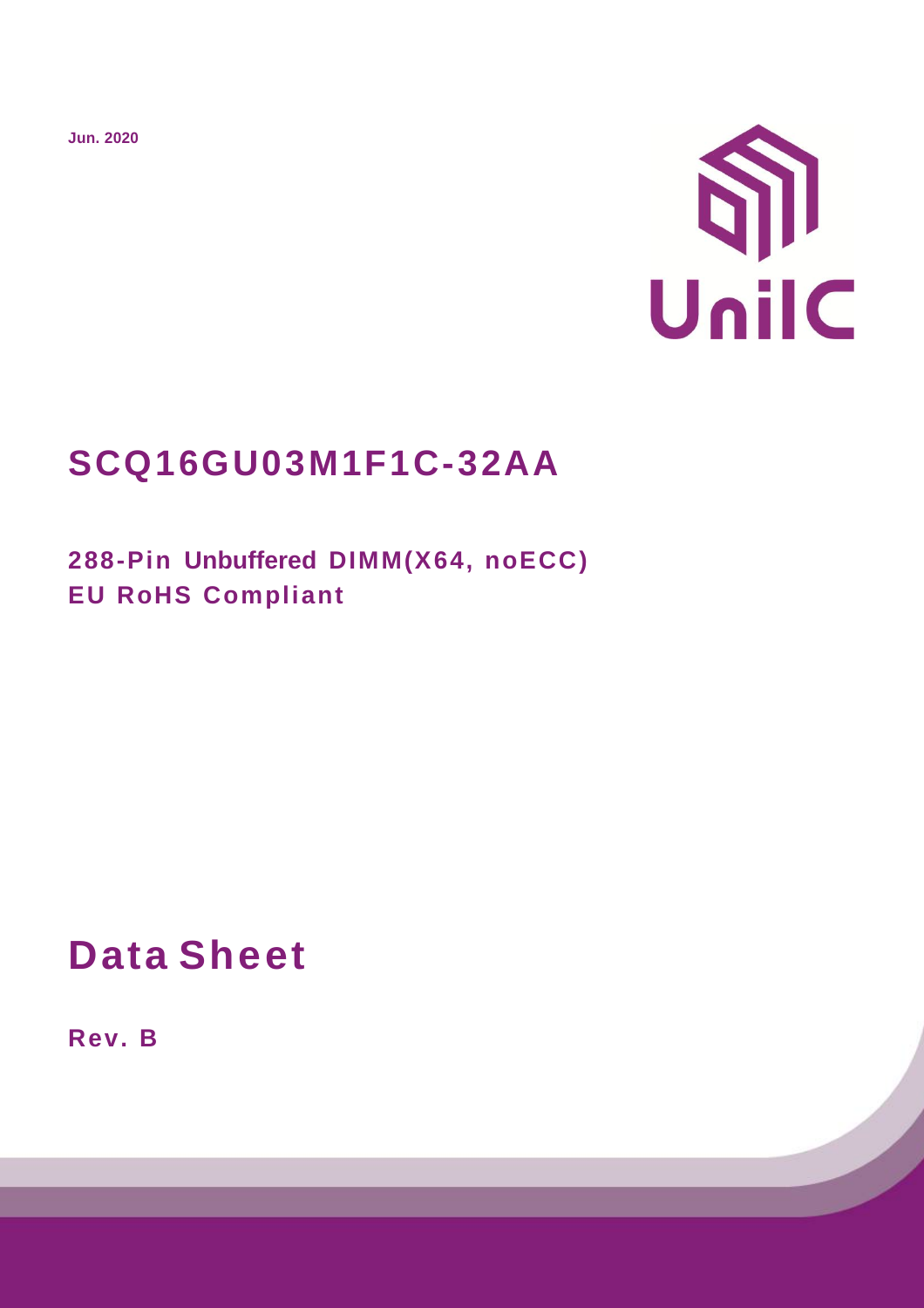Jun. 2020

UniIC

# SCQ16GU03M1F1C-32AA

## 288-Pin Unbuffered DIMM(X64, noECC)
## EU RoHS Compliant

# Data Sheet

**Rev. B**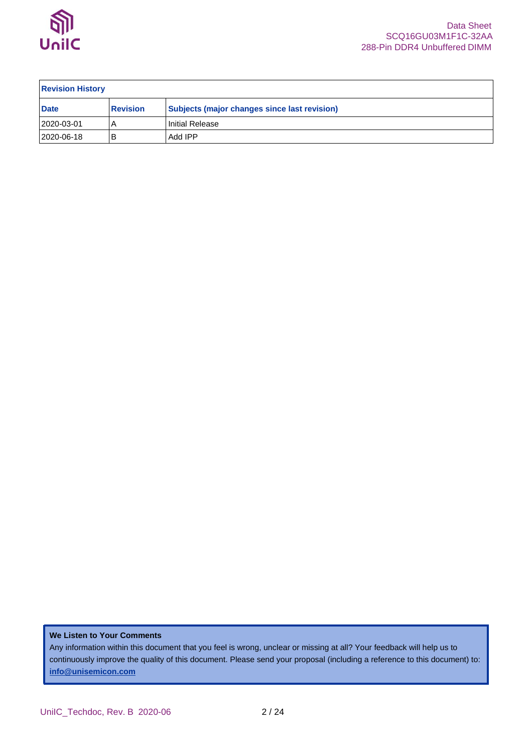| Revision History | | |
|---|---|---|
| **Date** | **Revision** | **Subjects (major changes since last revision)** |
| 2020-03-01 | A | Initial Release |
| 2020-06-18 | B | Add IPP |

**We Listen to Your Comments**

Any information within this document that you feel is wrong, unclear or missing at all? Your feedback will help us to continuously improve the quality of this document. Please send your proposal (including a reference to this document) to: **info@unisemicon.com**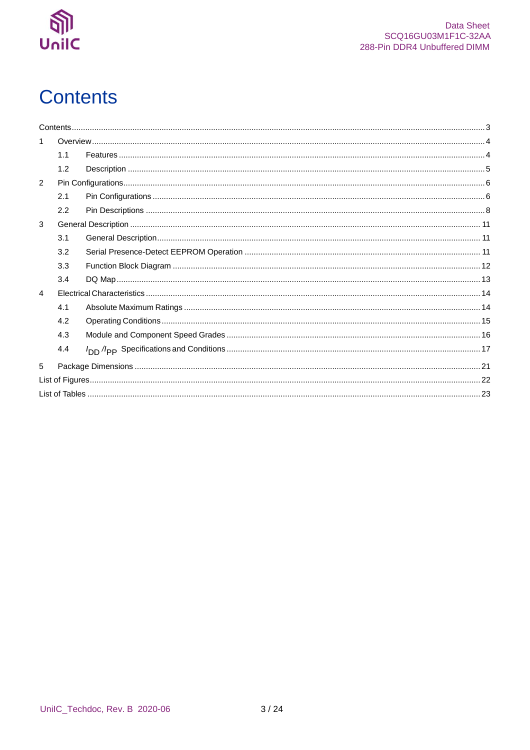# Contents

Contents ........................................................................................................................................ 3

1 Overview ...................................................................................................................................... 4

- 1.1 Features ................................................................................................................................ 4
- 1.2 Description ........................................................................................................................... 5

2 Pin Configurations ........................................................................................................................ 6

- 2.1 Pin Configurations ................................................................................................................. 6
- 2.2 Pin Descriptions .................................................................................................................... 8

3 General Description ..................................................................................................................... 11

- 3.1 General Description .............................................................................................................. 11
- 3.2 Serial Presence-Detect EEPROM Operation ......................................................................... 11
- 3.3 Function Block Diagram ........................................................................................................ 12
- 3.4 DQ Map ................................................................................................................................ 13

4 Electrical Characteristics ............................................................................................................. 14

- 4.1 Absolute Maximum Ratings .................................................................................................. 14
- 4.2 Operating Conditions ............................................................................................................ 15
- 4.3 Module and Component Speed Grades ................................................................................. 16
- 4.4 $I_{DD}$/$I_{PP}$ Specifications and Conditions ........................................................................... 17

5 Package Dimensions .................................................................................................................... 21

List of Figures ................................................................................................................................. 22

List of Tables .................................................................................................................................. 23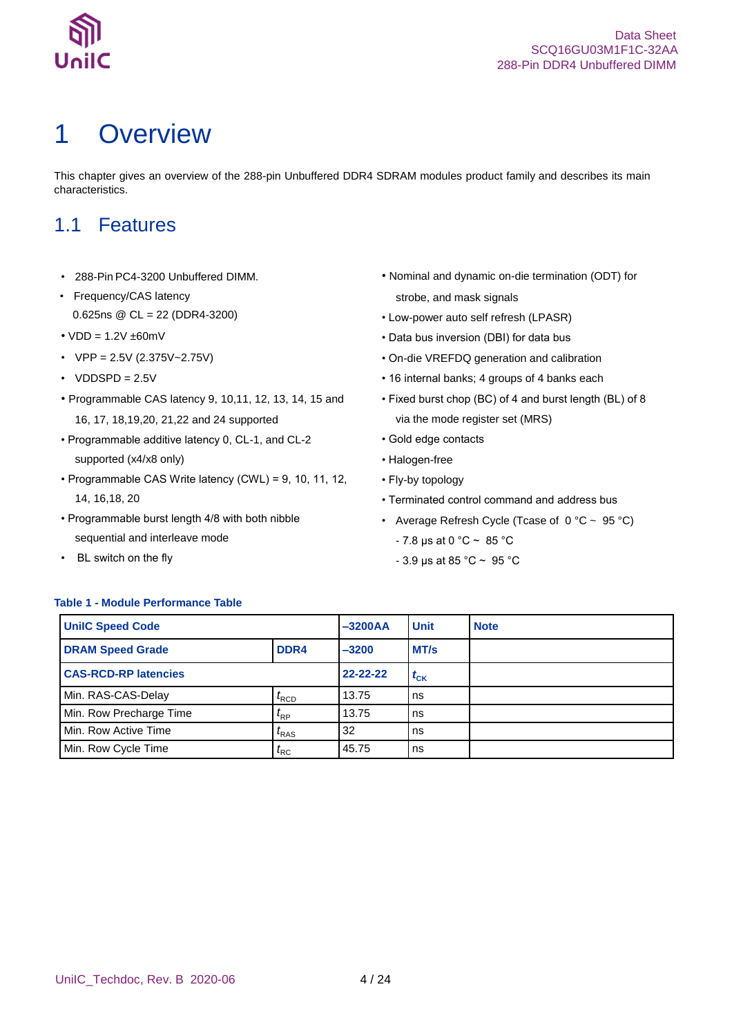# 1 Overview

This chapter gives an overview of the 288-pin Unbuffered DDR4 SDRAM modules product family and describes its main characteristics.

## 1.1 Features

- 288-Pin PC4-3200 Unbuffered DIMM.
- Frequency/CAS latency
  0.625ns @ CL = 22 (DDR4-3200)
- VDD = 1.2V ±60mV
- VPP = 2.5V (2.375V~2.75V)
- VDDSPD = 2.5V
- Programmable CAS latency 9, 10,11, 12, 13, 14, 15 and 16, 17, 18,19,20, 21,22 and 24 supported
- Programmable additive latency 0, CL-1, and CL-2 supported (x4/x8 only)
- Programmable CAS Write latency (CWL) = 9, 10, 11, 12, 14, 16,18, 20
- Programmable burst length 4/8 with both nibble sequential and interleave mode
- BL switch on the fly
- Nominal and dynamic on-die termination (ODT) for strobe, and mask signals
- Low-power auto self refresh (LPASR)
- Data bus inversion (DBI) for data bus
- On-die VREFDQ generation and calibration
- 16 internal banks; 4 groups of 4 banks each
- Fixed burst chop (BC) of 4 and burst length (BL) of 8 via the mode register set (MRS)
- Gold edge contacts
- Halogen-free
- Fly-by topology
- Terminated control command and address bus
- Average Refresh Cycle (Tcase of 0 °C ~ 95 °C)
  - 7.8 µs at 0 °C ~ 85 °C
  - 3.9 µs at 85 °C ~ 95 °C

**Table 1 - Module Performance Table**

| UniIC Speed Code | | –3200AA | Unit | Note |
|---|---|---|---|---|
| DRAM Speed Grade | DDR4 | –3200 | MT/s | |
| CAS-RCD-RP latencies | | 22-22-22 | $t_{CK}$ | |
| Min. RAS-CAS-Delay | $t_{RCD}$ | 13.75 | ns | |
| Min. Row Precharge Time | $t_{RP}$ | 13.75 | ns | |
| Min. Row Active Time | $t_{RAS}$ | 32 | ns | |
| Min. Row Cycle Time | $t_{RC}$ | 45.75 | ns | |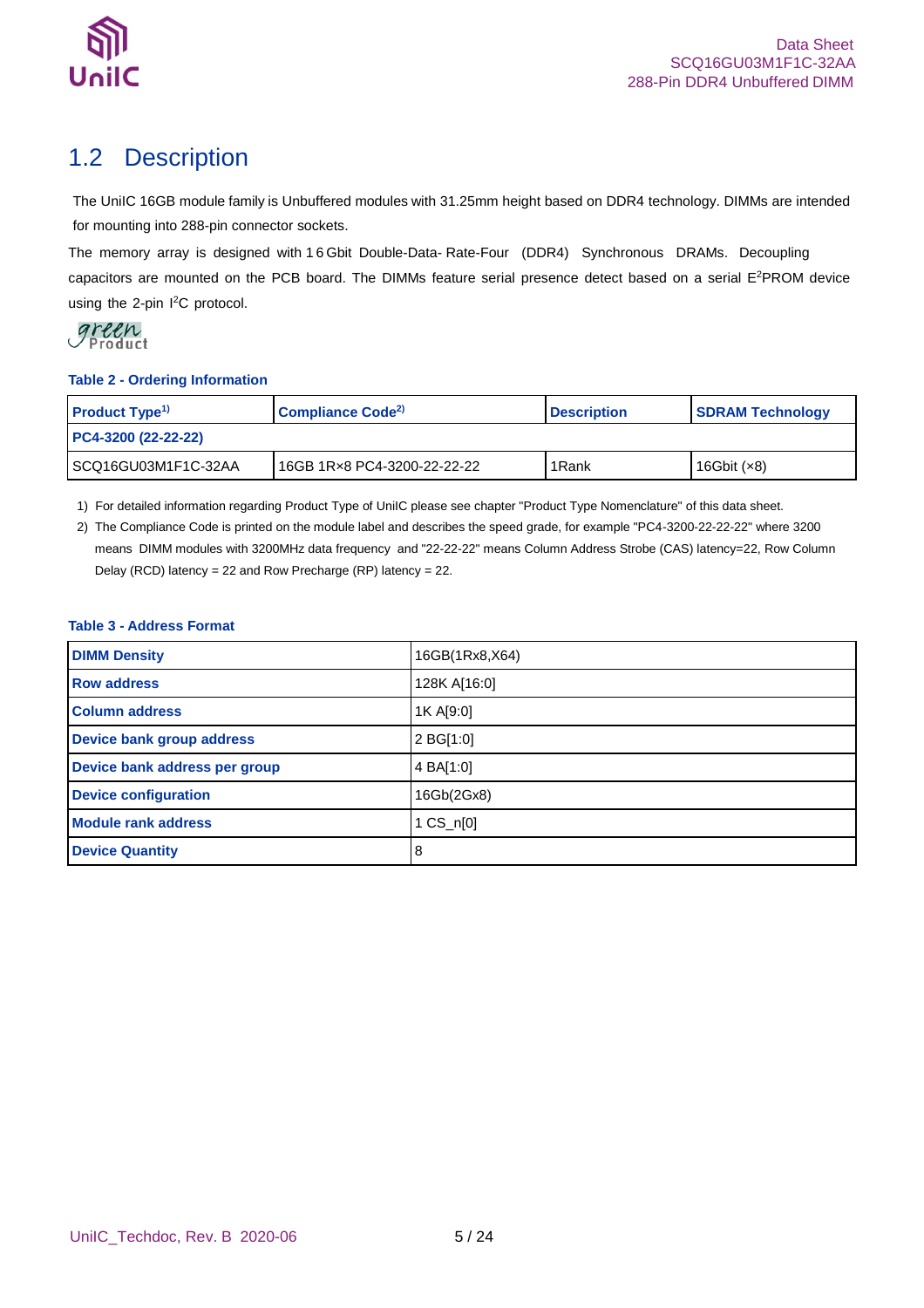## 1.2 Description

The UniIC 16GB module family is Unbuffered modules with 31.25mm height based on DDR4 technology. DIMMs are intended for mounting into 288-pin connector sockets.

The memory array is designed with 16Gbit Double-Data- Rate-Four (DDR4) Synchronous DRAMs. Decoupling capacitors are mounted on the PCB board. The DIMMs feature serial presence detect based on a serial $E^2$PROM device using the 2-pin $I^2$C protocol.

green Product

**Table 2 - Ordering Information**

| Product Type[1] | Compliance Code[2] | Description | SDRAM Technology |
|---|---|---|---|
| **PC4-3200 (22-22-22)** | | | |
| SCQ16GU03M1F1C-32AA | 16GB 1R×8 PC4-3200-22-22-22 | 1Rank | 16Gbit (×8) |

1) For detailed information regarding Product Type of UniIC please see chapter "Product Type Nomenclature" of this data sheet.
2) The Compliance Code is printed on the module label and describes the speed grade, for example "PC4-3200-22-22-22" where 3200 means DIMM modules with 3200MHz data frequency and "22-22-22" means Column Address Strobe (CAS) latency=22, Row Column Delay (RCD) latency = 22 and Row Precharge (RP) latency = 22.

**Table 3 - Address Format**

| DIMM Density | 16GB(1Rx8,X64) |
|---|---|
| **Row address** | 128K A[16:0] |
| **Column address** | 1K A[9:0] |
| **Device bank group address** | 2 BG[1:0] |
| **Device bank address per group** | 4 BA[1:0] |
| **Device configuration** | 16Gb(2Gx8) |
| **Module rank address** | 1 CS_n[0] |
| **Device Quantity** | 8 |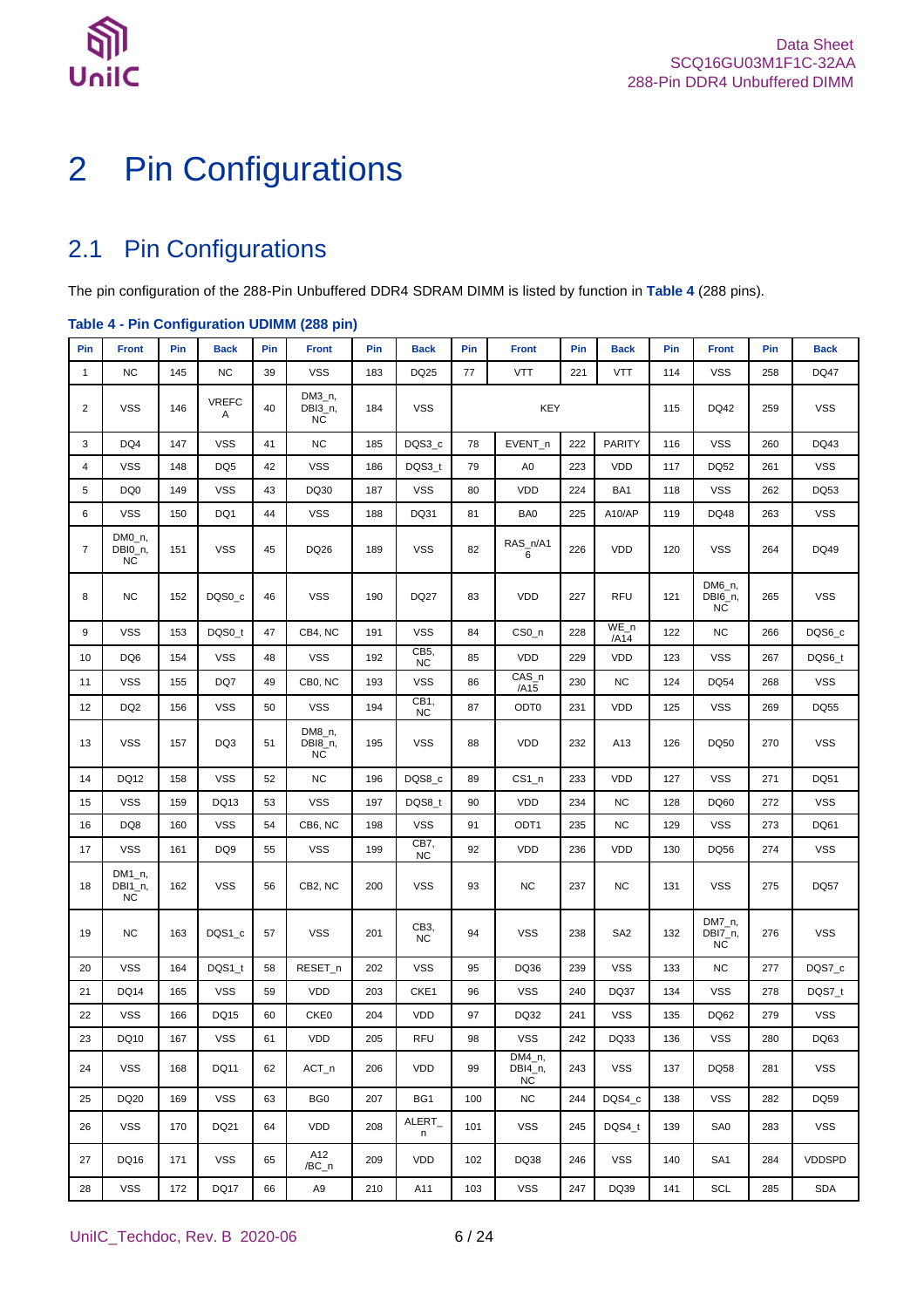// Page 6 of 24; page header, page footer, and logo omitted per rules

# 2 Pin Configurations

## 2.1 Pin Configurations

The pin configuration of the 288-Pin Unbuffered DDR4 SDRAM DIMM is listed by function in **Table 4** (288 pins).

**Table 4 - Pin Configuration UDIMM (288 pin)**

| Pin | Front | Pin | Back | Pin | Front | Pin | Back | Pin | Front | Pin | Back | Pin | Front | Pin | Back |
|---|---|---|---|---|---|---|---|---|---|---|---|---|---|---|---|
| 1 | NC | 145 | NC | 39 | VSS | 183 | DQ25 | 77 | VTT | 221 | VTT | 114 | VSS | 258 | DQ47 |
| 2 | VSS | 146 | VREFCA | 40 | DM3_n, DBI3_n, NC | 184 | VSS | KEY | | | | 115 | DQ42 | 259 | VSS |
| 3 | DQ4 | 147 | VSS | 41 | NC | 185 | DQS3_c | 78 | EVENT_n | 222 | PARITY | 116 | VSS | 260 | DQ43 |
| 4 | VSS | 148 | DQ5 | 42 | VSS | 186 | DQS3_t | 79 | A0 | 223 | VDD | 117 | DQ52 | 261 | VSS |
| 5 | DQ0 | 149 | VSS | 43 | DQ30 | 187 | VSS | 80 | VDD | 224 | BA1 | 118 | VSS | 262 | DQ53 |
| 6 | VSS | 150 | DQ1 | 44 | VSS | 188 | DQ31 | 81 | BA0 | 225 | A10/AP | 119 | DQ48 | 263 | VSS |
| 7 | DM0_n, DBI0_n, NC | 151 | VSS | 45 | DQ26 | 189 | VSS | 82 | RAS_n/A16 | 226 | VDD | 120 | VSS | 264 | DQ49 |
| 8 | NC | 152 | DQS0_c | 46 | VSS | 190 | DQ27 | 83 | VDD | 227 | RFU | 121 | DM6_n, DBI6_n, NC | 265 | VSS |
| 9 | VSS | 153 | DQS0_t | 47 | CB4, NC | 191 | VSS | 84 | CS0_n | 228 | WE_n /A14 | 122 | NC | 266 | DQS6_c |
| 10 | DQ6 | 154 | VSS | 48 | VSS | 192 | CB5, NC | 85 | VDD | 229 | VDD | 123 | VSS | 267 | DQS6_t |
| 11 | VSS | 155 | DQ7 | 49 | CB0, NC | 193 | VSS | 86 | CAS_n /A15 | 230 | NC | 124 | DQ54 | 268 | VSS |
| 12 | DQ2 | 156 | VSS | 50 | VSS | 194 | CB1, NC | 87 | ODT0 | 231 | VDD | 125 | VSS | 269 | DQ55 |
| 13 | VSS | 157 | DQ3 | 51 | DM8_n, DBI8_n, NC | 195 | VSS | 88 | VDD | 232 | A13 | 126 | DQ50 | 270 | VSS |
| 14 | DQ12 | 158 | VSS | 52 | NC | 196 | DQS8_c | 89 | CS1_n | 233 | VDD | 127 | VSS | 271 | DQ51 |
| 15 | VSS | 159 | DQ13 | 53 | VSS | 197 | DQS8_t | 90 | VDD | 234 | NC | 128 | DQ60 | 272 | VSS |
| 16 | DQ8 | 160 | VSS | 54 | CB6, NC | 198 | VSS | 91 | ODT1 | 235 | NC | 129 | VSS | 273 | DQ61 |
| 17 | VSS | 161 | DQ9 | 55 | VSS | 199 | CB7, NC | 92 | VDD | 236 | VDD | 130 | DQ56 | 274 | VSS |
| 18 | DM1_n, DBI1_n, NC | 162 | VSS | 56 | CB2, NC | 200 | VSS | 93 | NC | 237 | NC | 131 | VSS | 275 | DQ57 |
| 19 | NC | 163 | DQS1_c | 57 | VSS | 201 | CB3, NC | 94 | VSS | 238 | SA2 | 132 | DM7_n, DBI7_n, NC | 276 | VSS |
| 20 | VSS | 164 | DQS1_t | 58 | RESET_n | 202 | VSS | 95 | DQ36 | 239 | VSS | 133 | NC | 277 | DQS7_c |
| 21 | DQ14 | 165 | VSS | 59 | VDD | 203 | CKE1 | 96 | VSS | 240 | DQ37 | 134 | VSS | 278 | DQS7_t |
| 22 | VSS | 166 | DQ15 | 60 | CKE0 | 204 | VDD | 97 | DQ32 | 241 | VSS | 135 | DQ62 | 279 | VSS |
| 23 | DQ10 | 167 | VSS | 61 | VDD | 205 | RFU | 98 | VSS | 242 | DQ33 | 136 | VSS | 280 | DQ63 |
| 24 | VSS | 168 | DQ11 | 62 | ACT_n | 206 | VDD | 99 | DM4_n, DBI4_n, NC | 243 | VSS | 137 | DQ58 | 281 | VSS |
| 25 | DQ20 | 169 | VSS | 63 | BG0 | 207 | BG1 | 100 | NC | 244 | DQS4_c | 138 | VSS | 282 | DQ59 |
| 26 | VSS | 170 | DQ21 | 64 | VDD | 208 | ALERT_n | 101 | VSS | 245 | DQS4_t | 139 | SA0 | 283 | VSS |
| 27 | DQ16 | 171 | VSS | 65 | A12 /BC_n | 209 | VDD | 102 | DQ38 | 246 | VSS | 140 | SA1 | 284 | VDDSPD |
| 28 | VSS | 172 | DQ17 | 66 | A9 | 210 | A11 | 103 | VSS | 247 | DQ39 | 141 | SCL | 285 | SDA |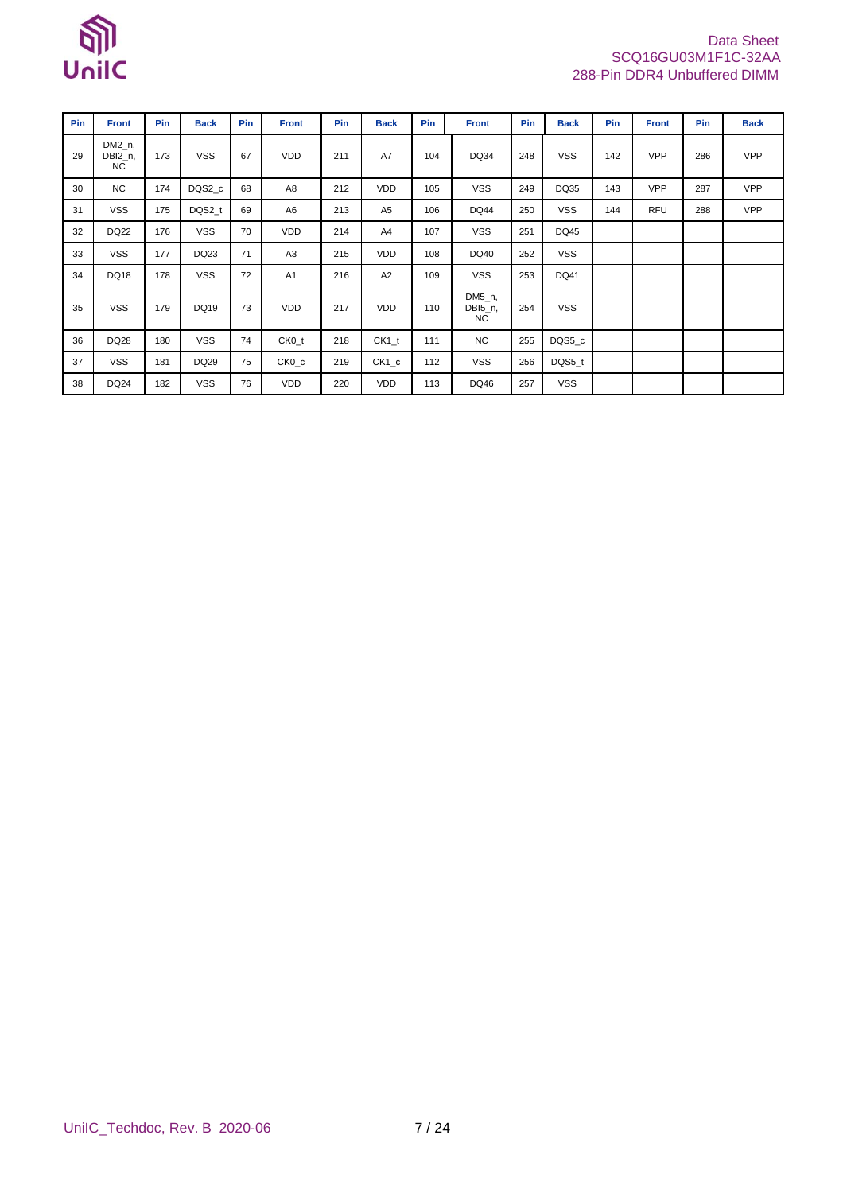| Pin | Front | Pin | Back | Pin | Front | Pin | Back | Pin | Front | Pin | Back | Pin | Front | Pin | Back |
|---|---|---|---|---|---|---|---|---|---|---|---|---|---|---|---|
| 29 | DM2_n, DBI2_n, NC | 173 | VSS | 67 | VDD | 211 | A7 | 104 | DQ34 | 248 | VSS | 142 | VPP | 286 | VPP |
| 30 | NC | 174 | DQS2_c | 68 | A8 | 212 | VDD | 105 | VSS | 249 | DQ35 | 143 | VPP | 287 | VPP |
| 31 | VSS | 175 | DQS2_t | 69 | A6 | 213 | A5 | 106 | DQ44 | 250 | VSS | 144 | RFU | 288 | VPP |
| 32 | DQ22 | 176 | VSS | 70 | VDD | 214 | A4 | 107 | VSS | 251 | DQ45 | | | | |
| 33 | VSS | 177 | DQ23 | 71 | A3 | 215 | VDD | 108 | DQ40 | 252 | VSS | | | | |
| 34 | DQ18 | 178 | VSS | 72 | A1 | 216 | A2 | 109 | VSS | 253 | DQ41 | | | | |
| 35 | VSS | 179 | DQ19 | 73 | VDD | 217 | VDD | 110 | DM5_n, DBI5_n, NC | 254 | VSS | | | | |
| 36 | DQ28 | 180 | VSS | 74 | CK0_t | 218 | CK1_t | 111 | NC | 255 | DQS5_c | | | | |
| 37 | VSS | 181 | DQ29 | 75 | CK0_c | 219 | CK1_c | 112 | VSS | 256 | DQS5_t | | | | |
| 38 | DQ24 | 182 | VSS | 76 | VDD | 220 | VDD | 113 | DQ46 | 257 | VSS | | | | |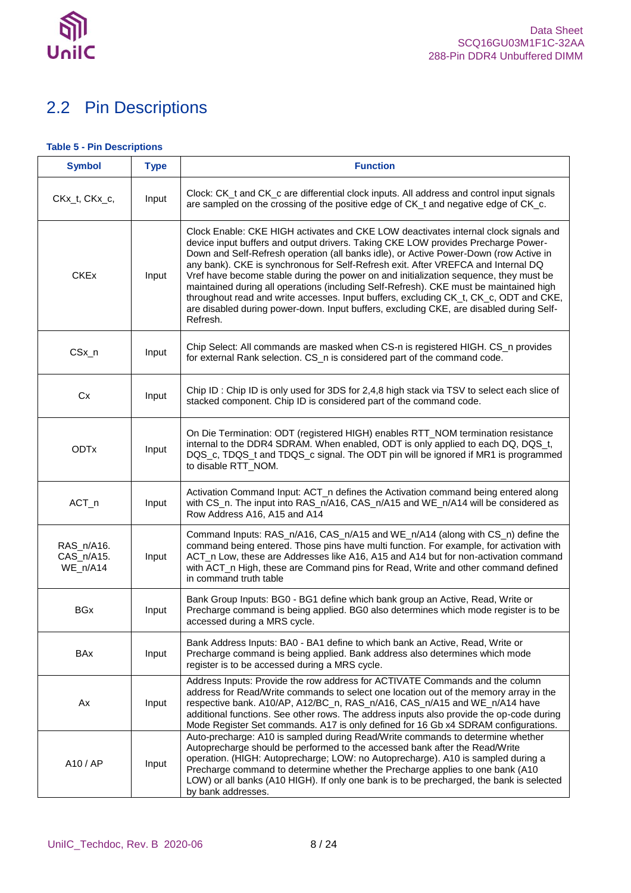## 2.2 Pin Descriptions

**Table 5 - Pin Descriptions**

| Symbol | Type | Function |
|---|---|---|
| CKx_t, CKx_c, | Input | Clock: CK_t and CK_c are differential clock inputs. All address and control input signals are sampled on the crossing of the positive edge of CK_t and negative edge of CK_c. |
| CKEx | Input | Clock Enable: CKE HIGH activates and CKE LOW deactivates internal clock signals and device input buffers and output drivers. Taking CKE LOW provides Precharge Power-Down and Self-Refresh operation (all banks idle), or Active Power-Down (row Active in any bank). CKE is synchronous for Self-Refresh exit. After VREFCA and Internal DQ Vref have become stable during the power on and initialization sequence, they must be maintained during all operations (including Self-Refresh). CKE must be maintained high throughout read and write accesses. Input buffers, excluding CK_t, CK_c, ODT and CKE, are disabled during power-down. Input buffers, excluding CKE, are disabled during Self-Refresh. |
| CSx_n | Input | Chip Select: All commands are masked when CS-n is registered HIGH. CS_n provides for external Rank selection. CS_n is considered part of the command code. |
| Cx | Input | Chip ID : Chip ID is only used for 3DS for 2,4,8 high stack via TSV to select each slice of stacked component. Chip ID is considered part of the command code. |
| ODTx | Input | On Die Termination: ODT (registered HIGH) enables RTT_NOM termination resistance internal to the DDR4 SDRAM. When enabled, ODT is only applied to each DQ, DQS_t, DQS_c, TDQS_t and TDQS_c signal. The ODT pin will be ignored if MR1 is programmed to disable RTT_NOM. |
| ACT_n | Input | Activation Command Input: ACT_n defines the Activation command being entered along with CS_n. The input into RAS_n/A16, CAS_n/A15 and WE_n/A14 will be considered as Row Address A16, A15 and A14 |
| RAS_n/A16. CAS_n/A15. WE_n/A14 | Input | Command Inputs: RAS_n/A16, CAS_n/A15 and WE_n/A14 (along with CS_n) define the command being entered. Those pins have multi function. For example, for activation with ACT_n Low, these are Addresses like A16, A15 and A14 but for non-activation command with ACT_n High, these are Command pins for Read, Write and other command defined in command truth table |
| BGx | Input | Bank Group Inputs: BG0 - BG1 define which bank group an Active, Read, Write or Precharge command is being applied. BG0 also determines which mode register is to be accessed during a MRS cycle. |
| BAx | Input | Bank Address Inputs: BA0 - BA1 define to which bank an Active, Read, Write or Precharge command is being applied. Bank address also determines which mode register is to be accessed during a MRS cycle. |
| Ax | Input | Address Inputs: Provide the row address for ACTIVATE Commands and the column address for Read/Write commands to select one location out of the memory array in the respective bank. A10/AP, A12/BC_n, RAS_n/A16, CAS_n/A15 and WE_n/A14 have additional functions. See other rows. The address inputs also provide the op-code during Mode Register Set commands. A17 is only defined for 16 Gb x4 SDRAM configurations. |
| A10 / AP | Input | Auto-precharge: A10 is sampled during Read/Write commands to determine whether Autoprecharge should be performed to the accessed bank after the Read/Write operation. (HIGH: Autoprecharge; LOW: no Autoprecharge). A10 is sampled during a Precharge command to determine whether the Precharge applies to one bank (A10 LOW) or all banks (A10 HIGH). If only one bank is to be precharged, the bank is selected by bank addresses. |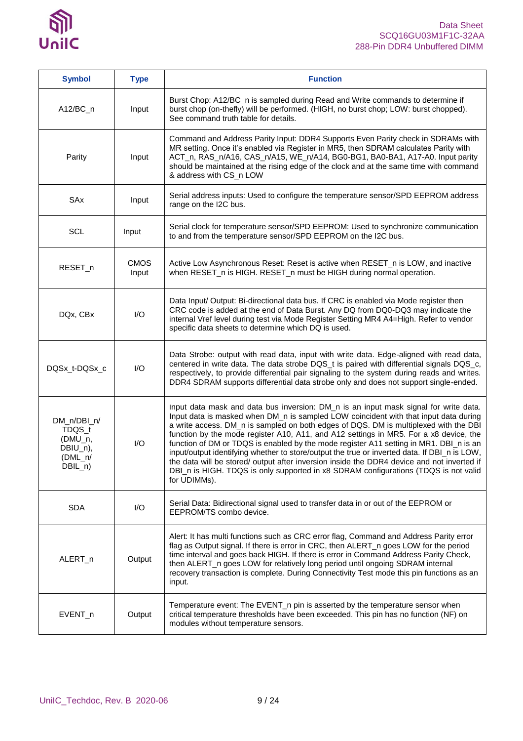| Symbol | Type | Function |
|---|---|---|
| A12/BC_n | Input | Burst Chop: A12/BC_n is sampled during Read and Write commands to determine if burst chop (on-thefly) will be performed. (HIGH, no burst chop; LOW: burst chopped). See command truth table for details. |
| Parity | Input | Command and Address Parity Input: DDR4 Supports Even Parity check in SDRAMs with MR setting. Once it's enabled via Register in MR5, then SDRAM calculates Parity with ACT_n, RAS_n/A16, CAS_n/A15, WE_n/A14, BG0-BG1, BA0-BA1, A17-A0. Input parity should be maintained at the rising edge of the clock and at the same time with command & address with CS_n LOW |
| SAx | Input | Serial address inputs: Used to configure the temperature sensor/SPD EEPROM address range on the I2C bus. |
| SCL | Input | Serial clock for temperature sensor/SPD EEPROM: Used to synchronize communication to and from the temperature sensor/SPD EEPROM on the I2C bus. |
| RESET_n | CMOS Input | Active Low Asynchronous Reset: Reset is active when RESET_n is LOW, and inactive when RESET_n is HIGH. RESET_n must be HIGH during normal operation. |
| DQx, CBx | I/O | Data Input/ Output: Bi-directional data bus. If CRC is enabled via Mode register then CRC code is added at the end of Data Burst. Any DQ from DQ0-DQ3 may indicate the internal Vref level during test via Mode Register Setting MR4 A4=High. Refer to vendor specific data sheets to determine which DQ is used. |
| DQSx_t-DQSx_c | I/O | Data Strobe: output with read data, input with write data. Edge-aligned with read data, centered in write data. The data strobe DQS_t is paired with differential signals DQS_c, respectively, to provide differential pair signaling to the system during reads and writes. DDR4 SDRAM supports differential data strobe only and does not support single-ended. |
| DM_n/DBI_n/ TDQS_t (DMU_n, DBIU_n), (DML_n/ DBIL_n) | I/O | Input data mask and data bus inversion: DM_n is an input mask signal for write data. Input data is masked when DM_n is sampled LOW coincident with that input data during a write access. DM_n is sampled on both edges of DQS. DM is multiplexed with the DBI function by the mode register A10, A11, and A12 settings in MR5. For a x8 device, the function of DM or TDQS is enabled by the mode register A11 setting in MR1. DBI_n is an input/output identifying whether to store/output the true or inverted data. If DBI_n is LOW, the data will be stored/ output after inversion inside the DDR4 device and not inverted if DBI_n is HIGH. TDQS is only supported in x8 SDRAM configurations (TDQS is not valid for UDIMMs). |
| SDA | I/O | Serial Data: Bidirectional signal used to transfer data in or out of the EEPROM or EEPROM/TS combo device. |
| ALERT_n | Output | Alert: It has multi functions such as CRC error flag, Command and Address Parity error flag as Output signal. If there is error in CRC, then ALERT_n goes LOW for the period time interval and goes back HIGH. If there is error in Command Address Parity Check, then ALERT_n goes LOW for relatively long period until ongoing SDRAM internal recovery transaction is complete. During Connectivity Test mode this pin functions as an input. |
| EVENT_n | Output | Temperature event: The EVENT_n pin is asserted by the temperature sensor when critical temperature thresholds have been exceeded. This pin has no function (NF) on modules without temperature sensors. |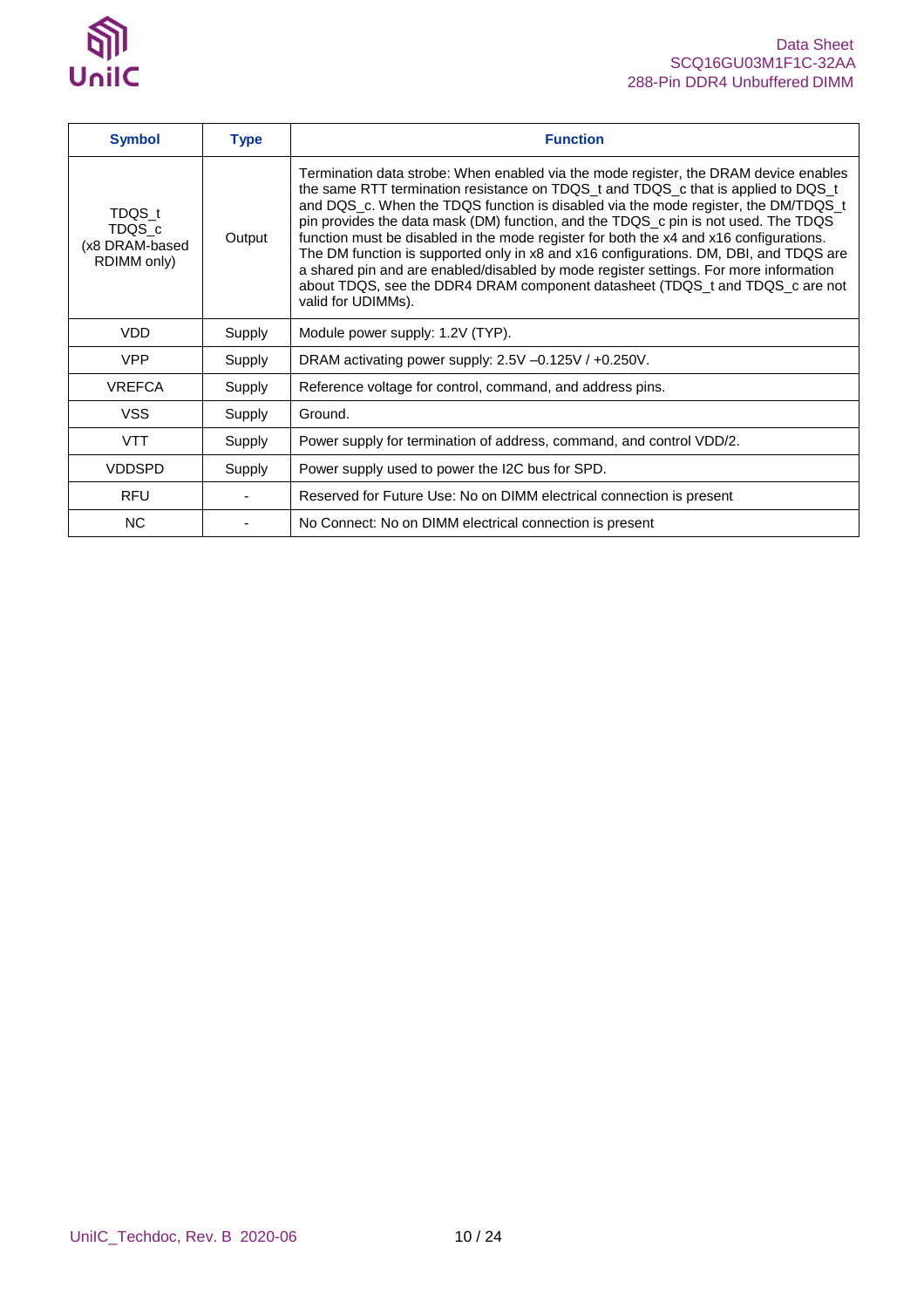| Symbol | Type | Function |
|---|---|---|
| TDQS_t<br>TDQS_c<br>(x8 DRAM-based RDIMM only) | Output | Termination data strobe: When enabled via the mode register, the DRAM device enables the same RTT termination resistance on TDQS_t and TDQS_c that is applied to DQS_t and DQS_c. When the TDQS function is disabled via the mode register, the DM/TDQS_t pin provides the data mask (DM) function, and the TDQS_c pin is not used. The TDQS function must be disabled in the mode register for both the x4 and x16 configurations. The DM function is supported only in x8 and x16 configurations. DM, DBI, and TDQS are a shared pin and are enabled/disabled by mode register settings. For more information about TDQS, see the DDR4 DRAM component datasheet (TDQS_t and TDQS_c are not valid for UDIMMs). |
| VDD | Supply | Module power supply: 1.2V (TYP). |
| VPP | Supply | DRAM activating power supply: 2.5V –0.125V / +0.250V. |
| VREFCA | Supply | Reference voltage for control, command, and address pins. |
| VSS | Supply | Ground. |
| VTT | Supply | Power supply for termination of address, command, and control VDD/2. |
| VDDSPD | Supply | Power supply used to power the I2C bus for SPD. |
| RFU | - | Reserved for Future Use: No on DIMM electrical connection is present |
| NC | - | No Connect: No on DIMM electrical connection is present |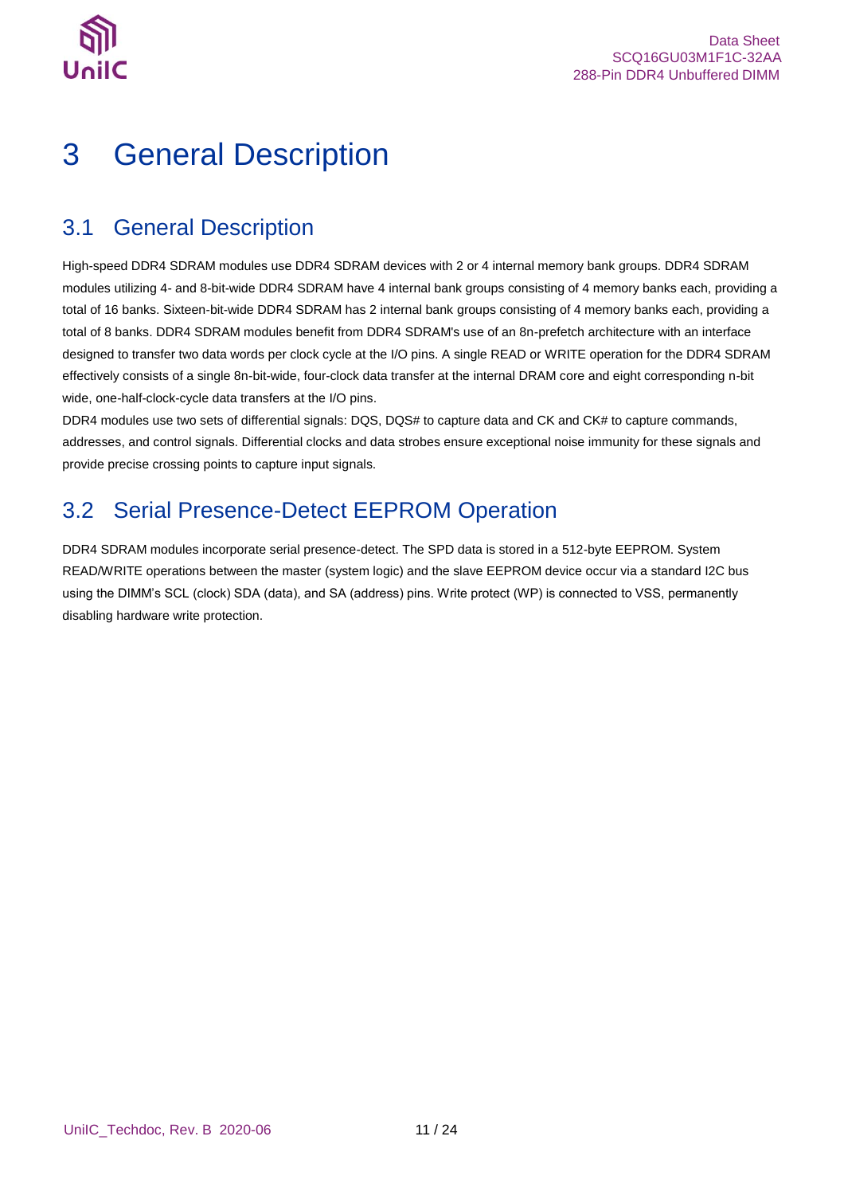# 3 General Description

## 3.1 General Description

High-speed DDR4 SDRAM modules use DDR4 SDRAM devices with 2 or 4 internal memory bank groups. DDR4 SDRAM modules utilizing 4- and 8-bit-wide DDR4 SDRAM have 4 internal bank groups consisting of 4 memory banks each, providing a total of 16 banks. Sixteen-bit-wide DDR4 SDRAM has 2 internal bank groups consisting of 4 memory banks each, providing a total of 8 banks. DDR4 SDRAM modules benefit from DDR4 SDRAM's use of an 8n-prefetch architecture with an interface designed to transfer two data words per clock cycle at the I/O pins. A single READ or WRITE operation for the DDR4 SDRAM effectively consists of a single 8n-bit-wide, four-clock data transfer at the internal DRAM core and eight corresponding n-bit wide, one-half-clock-cycle data transfers at the I/O pins.

DDR4 modules use two sets of differential signals: DQS, DQS# to capture data and CK and CK# to capture commands, addresses, and control signals. Differential clocks and data strobes ensure exceptional noise immunity for these signals and provide precise crossing points to capture input signals.

## 3.2 Serial Presence-Detect EEPROM Operation

DDR4 SDRAM modules incorporate serial presence-detect. The SPD data is stored in a 512-byte EEPROM. System READ/WRITE operations between the master (system logic) and the slave EEPROM device occur via a standard I2C bus using the DIMM's SCL (clock) SDA (data), and SA (address) pins. Write protect (WP) is connected to VSS, permanently disabling hardware write protection.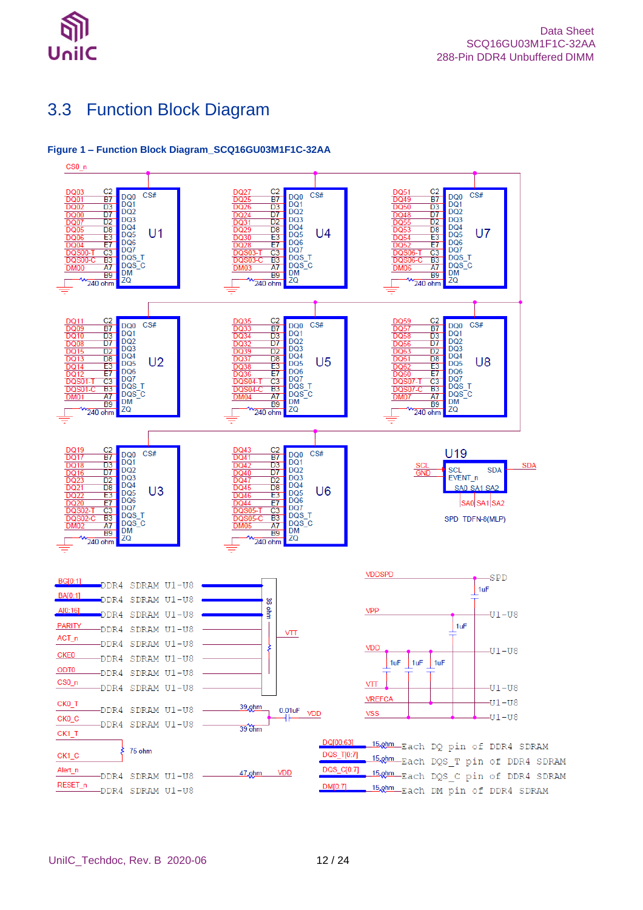## 3.3 Function Block Diagram

**Figure 1 – Function Block Diagram_SCQ16GU03M1F1C-32AA**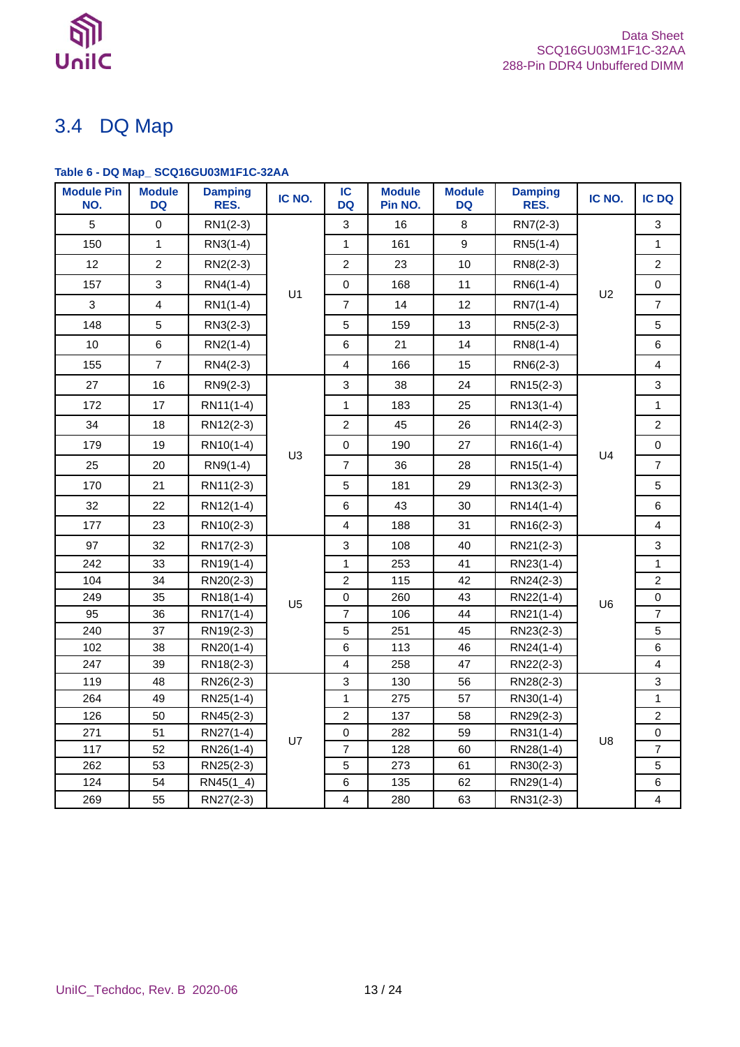## 3.4 DQ Map

**Table 6 - DQ Map_ SCQ16GU03M1F1C-32AA**

| Module Pin NO. | Module DQ | Damping RES. | IC NO. | IC DQ | Module Pin NO. | Module DQ | Damping RES. | IC NO. | IC DQ |
|---|---|---|---|---|---|---|---|---|---|
| 5 | 0 | RN1(2-3) | U1 | 3 | 16 | 8 | RN7(2-3) | U2 | 3 |
| 150 | 1 | RN3(1-4) | | 1 | 161 | 9 | RN5(1-4) | | 1 |
| 12 | 2 | RN2(2-3) | | 2 | 23 | 10 | RN8(2-3) | | 2 |
| 157 | 3 | RN4(1-4) | | 0 | 168 | 11 | RN6(1-4) | | 0 |
| 3 | 4 | RN1(1-4) | | 7 | 14 | 12 | RN7(1-4) | | 7 |
| 148 | 5 | RN3(2-3) | | 5 | 159 | 13 | RN5(2-3) | | 5 |
| 10 | 6 | RN2(1-4) | | 6 | 21 | 14 | RN8(1-4) | | 6 |
| 155 | 7 | RN4(2-3) | | 4 | 166 | 15 | RN6(2-3) | | 4 |
| 27 | 16 | RN9(2-3) | U3 | 3 | 38 | 24 | RN15(2-3) | U4 | 3 |
| 172 | 17 | RN11(1-4) | | 1 | 183 | 25 | RN13(1-4) | | 1 |
| 34 | 18 | RN12(2-3) | | 2 | 45 | 26 | RN14(2-3) | | 2 |
| 179 | 19 | RN10(1-4) | | 0 | 190 | 27 | RN16(1-4) | | 0 |
| 25 | 20 | RN9(1-4) | | 7 | 36 | 28 | RN15(1-4) | | 7 |
| 170 | 21 | RN11(2-3) | | 5 | 181 | 29 | RN13(2-3) | | 5 |
| 32 | 22 | RN12(1-4) | | 6 | 43 | 30 | RN14(1-4) | | 6 |
| 177 | 23 | RN10(2-3) | | 4 | 188 | 31 | RN16(2-3) | | 4 |
| 97 | 32 | RN17(2-3) | U5 | 3 | 108 | 40 | RN21(2-3) | U6 | 3 |
| 242 | 33 | RN19(1-4) | | 1 | 253 | 41 | RN23(1-4) | | 1 |
| 104 | 34 | RN20(2-3) | | 2 | 115 | 42 | RN24(2-3) | | 2 |
| 249 | 35 | RN18(1-4) | | 0 | 260 | 43 | RN22(1-4) | | 0 |
| 95 | 36 | RN17(1-4) | | 7 | 106 | 44 | RN21(1-4) | | 7 |
| 240 | 37 | RN19(2-3) | | 5 | 251 | 45 | RN23(2-3) | | 5 |
| 102 | 38 | RN20(1-4) | | 6 | 113 | 46 | RN24(1-4) | | 6 |
| 247 | 39 | RN18(2-3) | | 4 | 258 | 47 | RN22(2-3) | | 4 |
| 119 | 48 | RN26(2-3) | U7 | 3 | 130 | 56 | RN28(2-3) | U8 | 3 |
| 264 | 49 | RN25(1-4) | | 1 | 275 | 57 | RN30(1-4) | | 1 |
| 126 | 50 | RN45(2-3) | | 2 | 137 | 58 | RN29(2-3) | | 2 |
| 271 | 51 | RN27(1-4) | | 0 | 282 | 59 | RN31(1-4) | | 0 |
| 117 | 52 | RN26(1-4) | | 7 | 128 | 60 | RN28(1-4) | | 7 |
| 262 | 53 | RN25(2-3) | | 5 | 273 | 61 | RN30(2-3) | | 5 |
| 124 | 54 | RN45(1_4) | | 6 | 135 | 62 | RN29(1-4) | | 6 |
| 269 | 55 | RN27(2-3) | | 4 | 280 | 63 | RN31(2-3) | | 4 |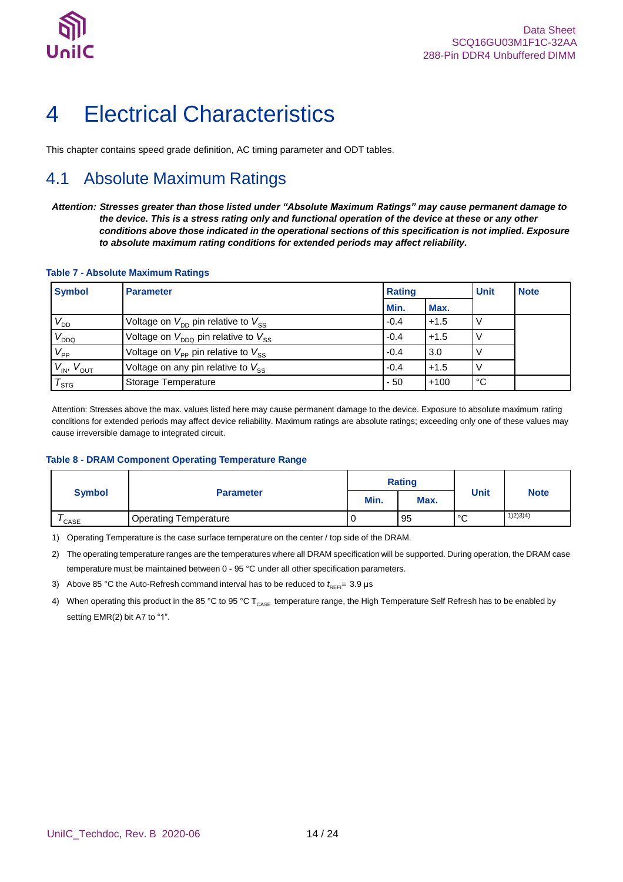# 4 Electrical Characteristics

This chapter contains speed grade definition, AC timing parameter and ODT tables.

## 4.1 Absolute Maximum Ratings

***Attention: Stresses greater than those listed under "Absolute Maximum Ratings" may cause permanent damage to the device. This is a stress rating only and functional operation of the device at these or any other conditions above those indicated in the operational sections of this specification is not implied. Exposure to absolute maximum rating conditions for extended periods may affect reliability.***

**Table 7 - Absolute Maximum Ratings**

| Symbol | Parameter | Rating | | Unit | Note |
|---|---|---|---|---|---|
| | | Min. | Max. | | |
| $V_{DD}$ | Voltage on $V_{DD}$ pin relative to $V_{SS}$ | -0.4 | +1.5 | V | |
| $V_{DDQ}$ | Voltage on $V_{DDQ}$ pin relative to $V_{SS}$ | -0.4 | +1.5 | V | |
| $V_{PP}$ | Voltage on $V_{PP}$ pin relative to $V_{SS}$ | -0.4 | 3.0 | V | |
| $V_{IN}$, $V_{OUT}$ | Voltage on any pin relative to $V_{SS}$ | -0.4 | +1.5 | V | |
| $T_{STG}$ | Storage Temperature | - 50 | +100 | °C | |

Attention: Stresses above the max. values listed here may cause permanent damage to the device. Exposure to absolute maximum rating conditions for extended periods may affect device reliability. Maximum ratings are absolute ratings; exceeding only one of these values may cause irreversible damage to integrated circuit.

**Table 8 - DRAM Component Operating Temperature Range**

| Symbol | Parameter | Rating | | Unit | Note |
|---|---|---|---|---|---|
| | | Min. | Max. | | |
| $T_{CASE}$ | Operating Temperature | 0 | 95 | °C | 1)2)3)4) |

1) Operating Temperature is the case surface temperature on the center / top side of the DRAM.

2) The operating temperature ranges are the temperatures where all DRAM specification will be supported. During operation, the DRAM case temperature must be maintained between 0 - 95 °C under all other specification parameters.

3) Above 85 °C the Auto-Refresh command interval has to be reduced to $t_{REFI}$= 3.9 µs

4) When operating this product in the 85 °C to 95 °C $T_{CASE}$ temperature range, the High Temperature Self Refresh has to be enabled by setting EMR(2) bit A7 to "1".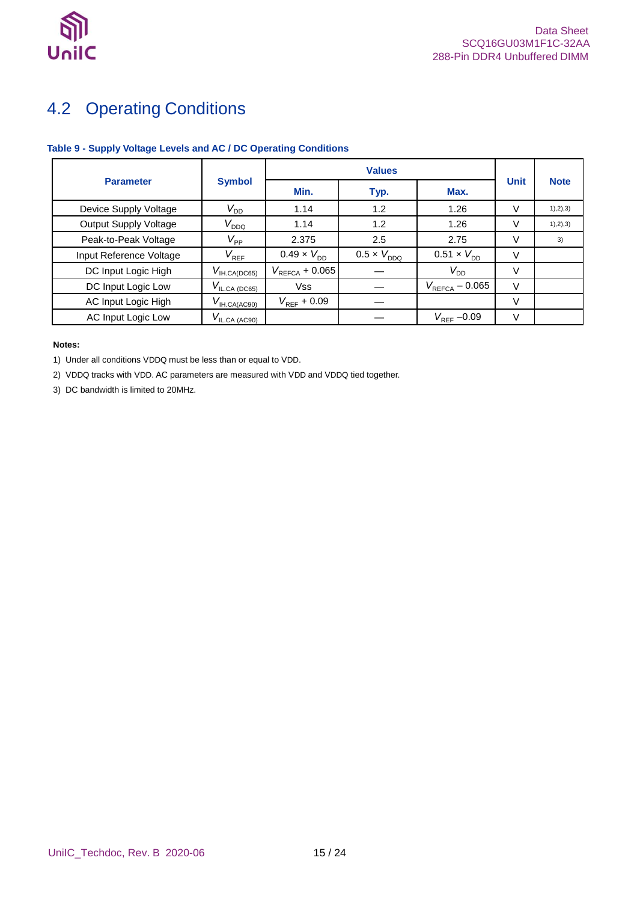## 4.2 Operating Conditions

**Table 9 - Supply Voltage Levels and AC / DC Operating Conditions**

| Parameter | Symbol | Values | | | Unit | Note |
|---|---|---|---|---|---|---|
| | | Min. | Typ. | Max. | | |
| Device Supply Voltage | $V_{DD}$ | 1.14 | 1.2 | 1.26 | V | 1),2),3) |
| Output Supply Voltage | $V_{DDQ}$ | 1.14 | 1.2 | 1.26 | V | 1),2),3) |
| Peak-to-Peak Voltage | $V_{PP}$ | 2.375 | 2.5 | 2.75 | V | 3) |
| Input Reference Voltage | $V_{REF}$ | $0.49 \times V_{DD}$ | $0.5 \times V_{DDQ}$ | $0.51 \times V_{DD}$ | V | |
| DC Input Logic High | $V_{IH.CA(DC65)}$ | $V_{REFCA} + 0.065$ | — | $V_{DD}$ | V | |
| DC Input Logic Low | $V_{IL.CA\ (DC65)}$ | Vss | — | $V_{REFCA} - 0.065$ | V | |
| AC Input Logic High | $V_{IH.CA(AC90)}$ | $V_{REF} + 0.09$ | — | | V | |
| AC Input Logic Low | $V_{IL.CA\ (AC90)}$ | | — | $V_{REF} - 0.09$ | V | |

**Notes:**

1) Under all conditions VDDQ must be less than or equal to VDD.

2) VDDQ tracks with VDD. AC parameters are measured with VDD and VDDQ tied together.

3) DC bandwidth is limited to 20MHz.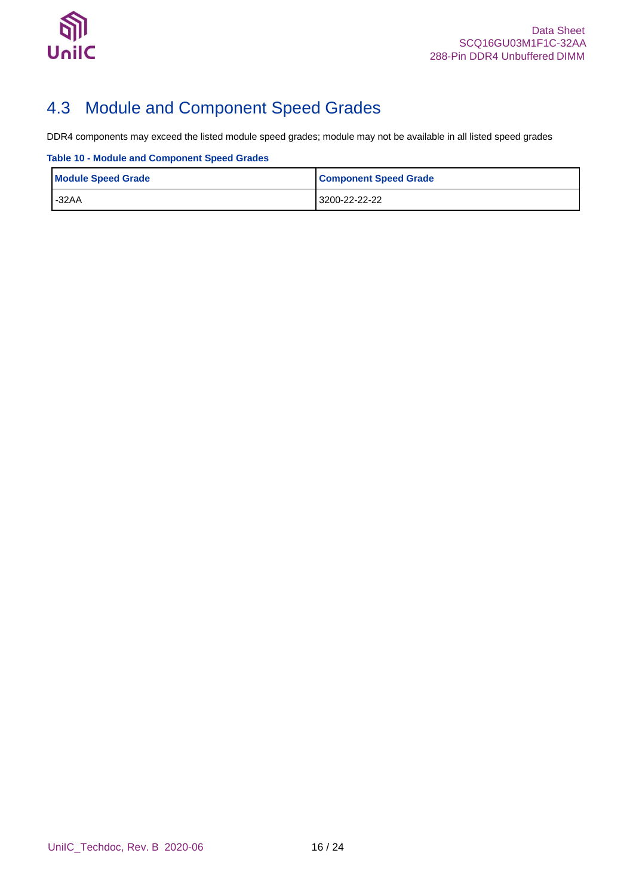## 4.3 Module and Component Speed Grades

DDR4 components may exceed the listed module speed grades; module may not be available in all listed speed grades

**Table 10 - Module and Component Speed Grades**

| Module Speed Grade | Component Speed Grade |
|---|---|
| -32AA | 3200-22-22-22 |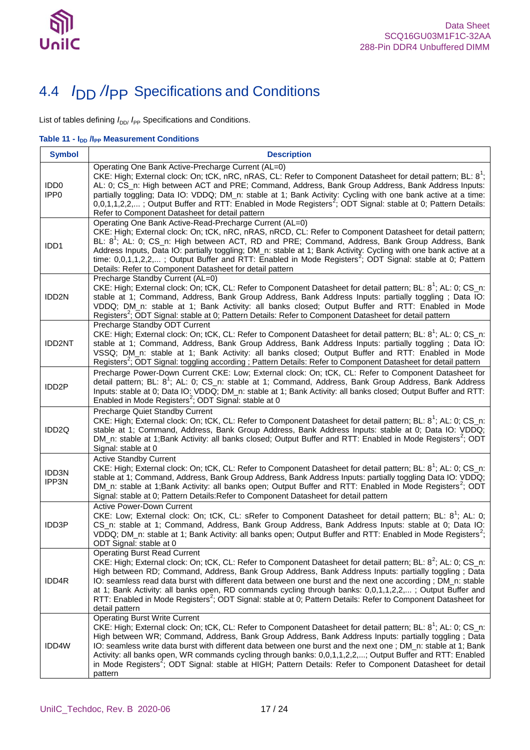## 4.4 $I_{DD}$ / $I_{PP}$ Specifications and Conditions

List of tables defining $I_{DD}$/ $I_{PP}$ Specifications and Conditions.

**Table 11 - $I_{DD}$ / $I_{PP}$ Measurement Conditions**

| Symbol | Description |
|---|---|
| IDD0<br>IPP0 | Operating One Bank Active-Precharge Current (AL=0)<br>CKE: High; External clock: On; tCK, nRC, nRAS, CL: Refer to Component Datasheet for detail pattern; BL: 8[1]; AL: 0; CS_n: High between ACT and PRE; Command, Address, Bank Group Address, Bank Address Inputs: partially toggling; Data IO: VDDQ; DM_n: stable at 1; Bank Activity: Cycling with one bank active at a time: 0,0,1,1,2,2,... ; Output Buffer and RTT: Enabled in Mode Registers[2]; ODT Signal: stable at 0; Pattern Details: Refer to Component Datasheet for detail pattern |
| IDD1 | Operating One Bank Active-Read-Precharge Current (AL=0)<br>CKE: High; External clock: On; tCK, nRC, nRAS, nRCD, CL: Refer to Component Datasheet for detail pattern; BL: 8[1]; AL: 0; CS_n: High between ACT, RD and PRE; Command, Address, Bank Group Address, Bank Address Inputs, Data IO: partially toggling; DM_n: stable at 1; Bank Activity: Cycling with one bank active at a time: 0,0,1,1,2,2,... ; Output Buffer and RTT: Enabled in Mode Registers[2]; ODT Signal: stable at 0; Pattern Details: Refer to Component Datasheet for detail pattern |
| IDD2N | Precharge Standby Current (AL=0)<br>CKE: High; External clock: On; tCK, CL: Refer to Component Datasheet for detail pattern; BL: 8[1]; AL: 0; CS_n: stable at 1; Command, Address, Bank Group Address, Bank Address Inputs: partially toggling ; Data IO: VDDQ; DM_n: stable at 1; Bank Activity: all banks closed; Output Buffer and RTT: Enabled in Mode Registers[2]; ODT Signal: stable at 0; Pattern Details: Refer to Component Datasheet for detail pattern |
| IDD2NT | Precharge Standby ODT Current<br>CKE: High; External clock: On; tCK, CL: Refer to Component Datasheet for detail pattern; BL: 8[1]; AL: 0; CS_n: stable at 1; Command, Address, Bank Group Address, Bank Address Inputs: partially toggling ; Data IO: VSSQ; DM_n: stable at 1; Bank Activity: all banks closed; Output Buffer and RTT: Enabled in Mode Registers[2]; ODT Signal: toggling according ; Pattern Details: Refer to Component Datasheet for detail pattern |
| IDD2P | Precharge Power-Down Current CKE: Low; External clock: On; tCK, CL: Refer to Component Datasheet for detail pattern; BL: 8[1]; AL: 0; CS_n: stable at 1; Command, Address, Bank Group Address, Bank Address Inputs: stable at 0; Data IO: VDDQ; DM_n: stable at 1; Bank Activity: all banks closed; Output Buffer and RTT: Enabled in Mode Registers[2]; ODT Signal: stable at 0 |
| IDD2Q | Precharge Quiet Standby Current<br>CKE: High; External clock: On; tCK, CL: Refer to Component Datasheet for detail pattern; BL: 8[1]; AL: 0; CS_n: stable at 1; Command, Address, Bank Group Address, Bank Address Inputs: stable at 0; Data IO: VDDQ; DM_n: stable at 1;Bank Activity: all banks closed; Output Buffer and RTT: Enabled in Mode Registers[2]; ODT Signal: stable at 0 |
| IDD3N<br>IPP3N | Active Standby Current<br>CKE: High; External clock: On; tCK, CL: Refer to Component Datasheet for detail pattern; BL: 8[1]; AL: 0; CS_n: stable at 1; Command, Address, Bank Group Address, Bank Address Inputs: partially toggling Data IO: VDDQ; DM_n: stable at 1;Bank Activity: all banks open; Output Buffer and RTT: Enabled in Mode Registers[2]; ODT Signal: stable at 0; Pattern Details:Refer to Component Datasheet for detail pattern |
| IDD3P | Active Power-Down Current<br>CKE: Low; External clock: On; tCK, CL: sRefer to Component Datasheet for detail pattern; BL: 8[1]; AL: 0; CS_n: stable at 1; Command, Address, Bank Group Address, Bank Address Inputs: stable at 0; Data IO: VDDQ; DM_n: stable at 1; Bank Activity: all banks open; Output Buffer and RTT: Enabled in Mode Registers[2]; ODT Signal: stable at 0 |
| IDD4R | Operating Burst Read Current<br>CKE: High; External clock: On; tCK, CL: Refer to Component Datasheet for detail pattern; BL: 8[2]; AL: 0; CS_n: High between RD; Command, Address, Bank Group Address, Bank Address Inputs: partially toggling ; Data IO: seamless read data burst with different data between one burst and the next one according ; DM_n: stable at 1; Bank Activity: all banks open, RD commands cycling through banks: 0,0,1,1,2,2,... ; Output Buffer and RTT: Enabled in Mode Registers[2]; ODT Signal: stable at 0; Pattern Details: Refer to Component Datasheet for detail pattern |
| IDD4W | Operating Burst Write Current<br>CKE: High; External clock: On; tCK, CL: Refer to Component Datasheet for detail pattern; BL: 8[1]; AL: 0; CS_n: High between WR; Command, Address, Bank Group Address, Bank Address Inputs: partially toggling ; Data IO: seamless write data burst with different data between one burst and the next one ; DM_n: stable at 1; Bank Activity: all banks open, WR commands cycling through banks: 0,0,1,1,2,2,...; Output Buffer and RTT: Enabled in Mode Registers[2]; ODT Signal: stable at HIGH; Pattern Details: Refer to Component Datasheet for detail pattern |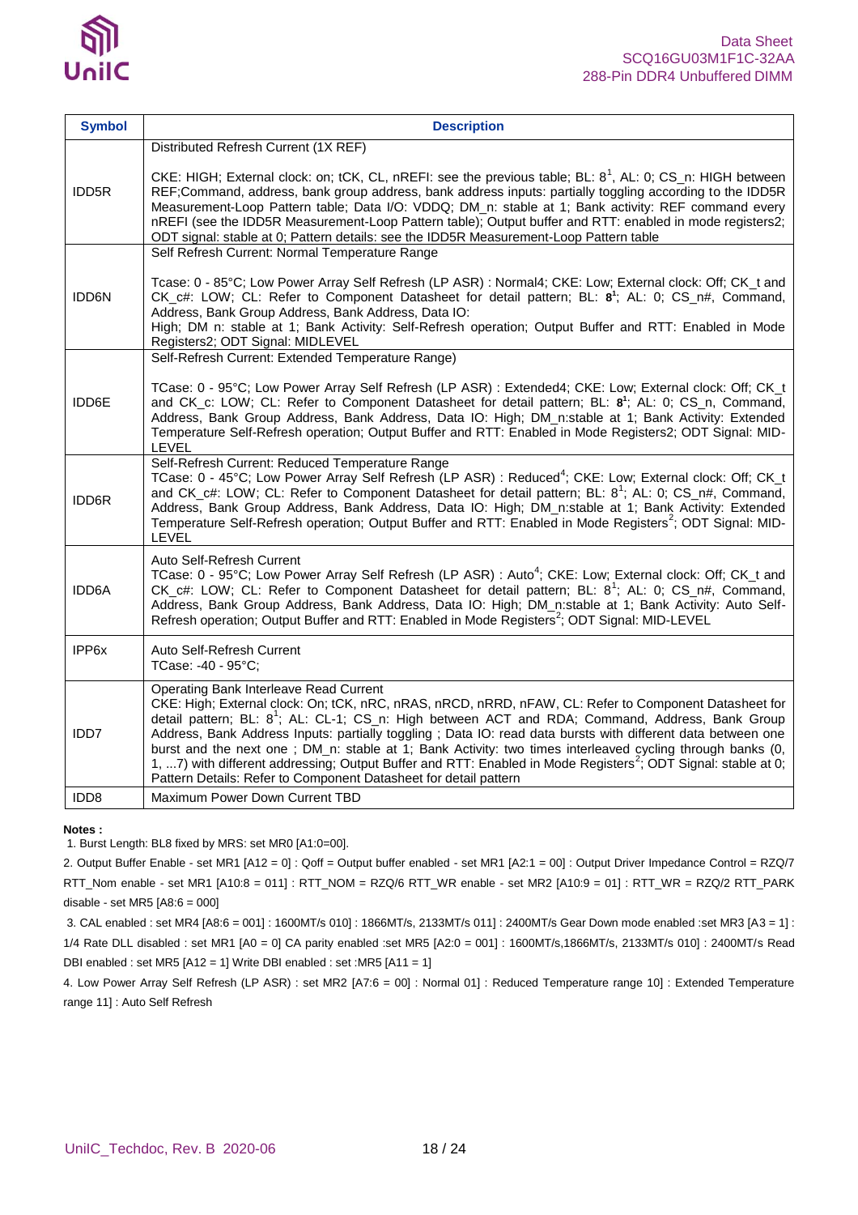| Symbol | Description |
|---|---|
| IDD5R | Distributed Refresh Current (1X REF)<br><br>CKE: HIGH; External clock: on; tCK, CL, nREFI: see the previous table; BL: 8[1], AL: 0; CS_n: HIGH between REF;Command, address, bank group address, bank address inputs: partially toggling according to the IDD5R Measurement-Loop Pattern table; Data I/O: VDDQ; DM_n: stable at 1; Bank activity: REF command every nREFI (see the IDD5R Measurement-Loop Pattern table); Output buffer and RTT: enabled in mode registers2; ODT signal: stable at 0; Pattern details: see the IDD5R Measurement-Loop Pattern table |
| IDD6N | Self Refresh Current: Normal Temperature Range<br><br>Tcase: 0 - 85°C; Low Power Array Self Refresh (LP ASR) : Normal4; CKE: Low; External clock: Off; CK_t and CK_c#: LOW; CL: Refer to Component Datasheet for detail pattern; BL: **8**[1]; AL: 0; CS_n#, Command, Address, Bank Group Address, Bank Address, Data IO:<br>High; DM n: stable at 1; Bank Activity: Self-Refresh operation; Output Buffer and RTT: Enabled in Mode Registers2; ODT Signal: MIDLEVEL |
| IDD6E | Self-Refresh Current: Extended Temperature Range)<br><br>TCase: 0 - 95°C; Low Power Array Self Refresh (LP ASR) : Extended4; CKE: Low; External clock: Off; CK_t and CK_c: LOW; CL: Refer to Component Datasheet for detail pattern; BL: **8**[1]; AL: 0; CS_n, Command, Address, Bank Group Address, Bank Address, Data IO: High; DM_n:stable at 1; Bank Activity: Extended Temperature Self-Refresh operation; Output Buffer and RTT: Enabled in Mode Registers2; ODT Signal: MID-LEVEL |
| IDD6R | Self-Refresh Current: Reduced Temperature Range<br>TCase: 0 - 45°C; Low Power Array Self Refresh (LP ASR) : Reduced[4]; CKE: Low; External clock: Off; CK_t and CK_c#: LOW; CL: Refer to Component Datasheet for detail pattern; BL: 8[1]; AL: 0; CS_n#, Command, Address, Bank Group Address, Bank Address, Data IO: High; DM_n:stable at 1; Bank Activity: Extended Temperature Self-Refresh operation; Output Buffer and RTT: Enabled in Mode Registers[2]; ODT Signal: MID-LEVEL |
| IDD6A | Auto Self-Refresh Current<br>TCase: 0 - 95°C; Low Power Array Self Refresh (LP ASR) : Auto[4]; CKE: Low; External clock: Off; CK_t and CK_c#: LOW; CL: Refer to Component Datasheet for detail pattern; BL: 8[1]; AL: 0; CS_n#, Command, Address, Bank Group Address, Bank Address, Data IO: High; DM_n:stable at 1; Bank Activity: Auto Self-Refresh operation; Output Buffer and RTT: Enabled in Mode Registers[2]; ODT Signal: MID-LEVEL |
| IPP6x | Auto Self-Refresh Current<br>TCase: -40 - 95°C; |
| IDD7 | Operating Bank Interleave Read Current<br>CKE: High; External clock: On; tCK, nRC, nRAS, nRCD, nRRD, nFAW, CL: Refer to Component Datasheet for detail pattern; BL: 8[1]; AL: CL-1; CS_n: High between ACT and RDA; Command, Address, Bank Group Address, Bank Address Inputs: partially toggling ; Data IO: read data bursts with different data between one burst and the next one ; DM_n: stable at 1; Bank Activity: two times interleaved cycling through banks (0, 1, ...7) with different addressing; Output Buffer and RTT: Enabled in Mode Registers[2]; ODT Signal: stable at 0; Pattern Details: Refer to Component Datasheet for detail pattern |
| IDD8 | Maximum Power Down Current TBD |

**Notes :**

1. Burst Length: BL8 fixed by MRS: set MR0 [A1:0=00].

2. Output Buffer Enable - set MR1 [A12 = 0] : Qoff = Output buffer enabled - set MR1 [A2:1 = 00] : Output Driver Impedance Control = RZQ/7 RTT_Nom enable - set MR1 [A10:8 = 011] : RTT_NOM = RZQ/6 RTT_WR enable - set MR2 [A10:9 = 01] : RTT_WR = RZQ/2 RTT_PARK disable - set MR5 [A8:6 = 000]

3. CAL enabled : set MR4 [A8:6 = 001] : 1600MT/s 010] : 1866MT/s, 2133MT/s 011] : 2400MT/s Gear Down mode enabled :set MR3 [A3 = 1] : 1/4 Rate DLL disabled : set MR1 [A0 = 0] CA parity enabled :set MR5 [A2:0 = 001] : 1600MT/s,1866MT/s, 2133MT/s 010] : 2400MT/s Read DBI enabled : set MR5 [A12 = 1] Write DBI enabled : set :MR5 [A11 = 1]

4. Low Power Array Self Refresh (LP ASR) : set MR2 [A7:6 = 00] : Normal 01] : Reduced Temperature range 10] : Extended Temperature range 11] : Auto Self Refresh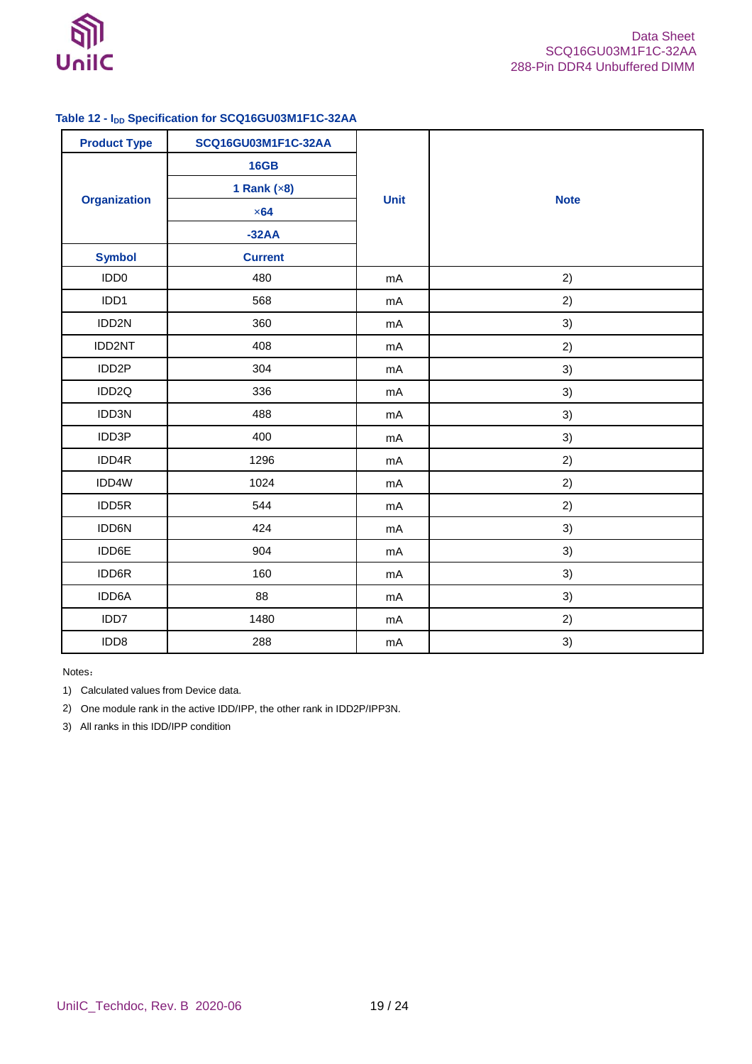**Table 12 - $I_{DD}$ Specification for SCQ16GU03M1F1C-32AA**

| Product Type | SCQ16GU03M1F1C-32AA | Unit | Note |
|---|---|---|---|
| Organization | 16GB | | |
| | 1 Rank (×8) | | |
| | ×64 | | |
| | -32AA | | |
| Symbol | Current | | |
| IDD0 | 480 | mA | 2) |
| IDD1 | 568 | mA | 2) |
| IDD2N | 360 | mA | 3) |
| IDD2NT | 408 | mA | 2) |
| IDD2P | 304 | mA | 3) |
| IDD2Q | 336 | mA | 3) |
| IDD3N | 488 | mA | 3) |
| IDD3P | 400 | mA | 3) |
| IDD4R | 1296 | mA | 2) |
| IDD4W | 1024 | mA | 2) |
| IDD5R | 544 | mA | 2) |
| IDD6N | 424 | mA | 3) |
| IDD6E | 904 | mA | 3) |
| IDD6R | 160 | mA | 3) |
| IDD6A | 88 | mA | 3) |
| IDD7 | 1480 | mA | 2) |
| IDD8 | 288 | mA | 3) |

Notes：

1) Calculated values from Device data.
2) One module rank in the active IDD/IPP, the other rank in IDD2P/IPP3N.
3) All ranks in this IDD/IPP condition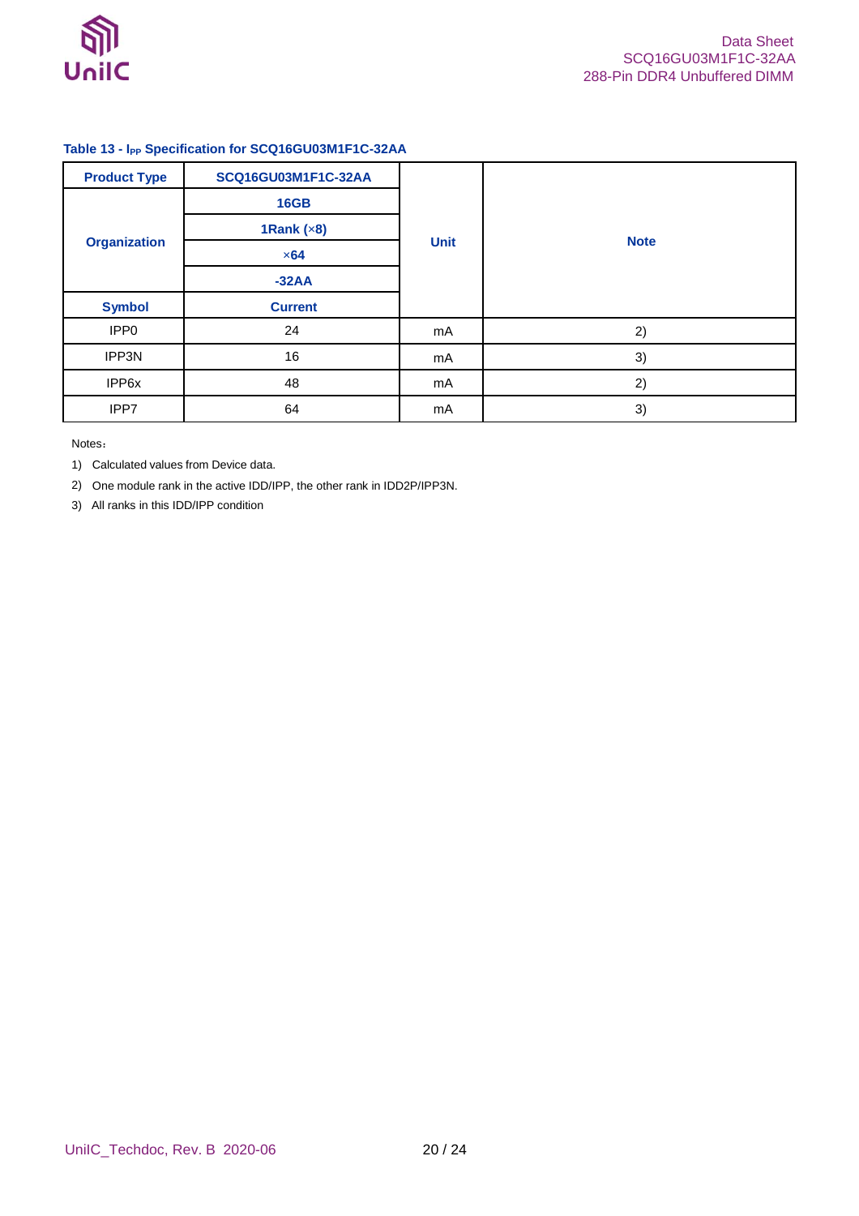**Table 13 - $I_{PP}$ Specification for SCQ16GU03M1F1C-32AA**

| Product Type | SCQ16GU03M1F1C-32AA | Unit | Note |
|---|---|---|---|
| Organization | 16GB | | |
| | 1Rank (×8) | | |
| | ×64 | | |
| | -32AA | | |
| Symbol | Current | | |
| IPP0 | 24 | mA | 2) |
| IPP3N | 16 | mA | 3) |
| IPP6x | 48 | mA | 2) |
| IPP7 | 64 | mA | 3) |

Notes：

1) Calculated values from Device data.
2) One module rank in the active IDD/IPP, the other rank in IDD2P/IPP3N.
3) All ranks in this IDD/IPP condition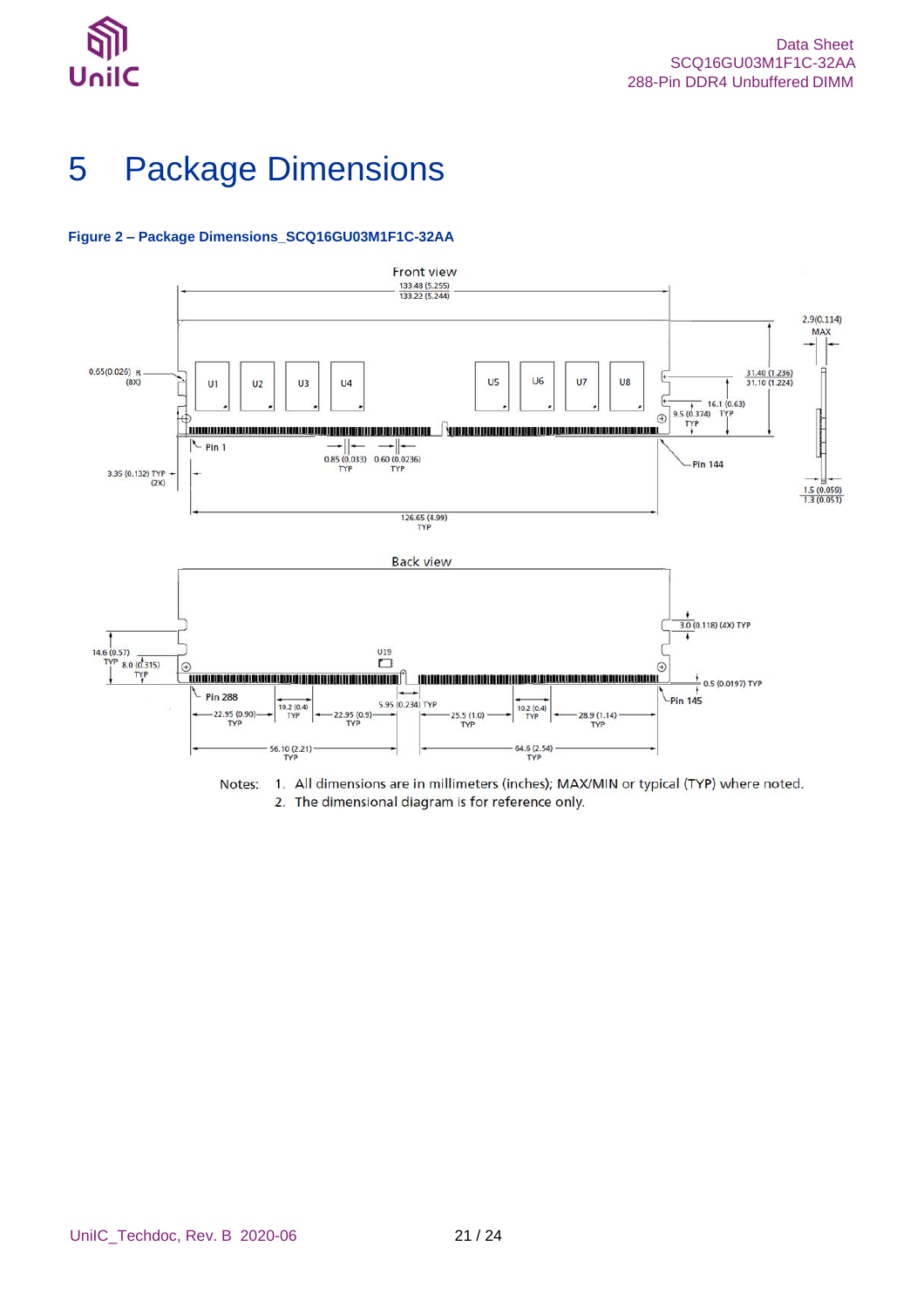# 5 Package Dimensions

**Figure 2 – Package Dimensions_SCQ16GU03M1F1C-32AA**

Front view

133.48 (5.255)
133.22 (5.244)

2.9(0.114) MAX

0.65(0.026) R (8X)

U1 U2 U3 U4 U5 U6 U7 U8

31.40 (1.236)
31.10 (1.224)

16.1 (0.63) TYP

9.5 (0.374) TYP

Pin 1

0.85 (0.033) TYP

0.60 (0.0236) TYP

Pin 144

3.35 (0.132) TYP (2X)

1.5 (0.059)
1.3 (0.051)

126.65 (4.99) TYP

Back view

3.0 (0.118) (4X) TYP

14.6 (0.57) TYP

8.0 (0.315) TYP

U19

0.5 (0.0197) TYP

Pin 288

Pin 145

10.2 (0.4) TYP

5.95 (0.234) TYP

10.2 (0.4) TYP

22.95 (0.90) TYP

22.95 (0.9) TYP

25.5 (1.0) TYP

28.9 (1.14) TYP

56.10 (2.21) TYP

64.6 (2.54) TYP

Notes:
1. All dimensions are in millimeters (inches); MAX/MIN or typical (TYP) where noted.
2. The dimensional diagram is for reference only.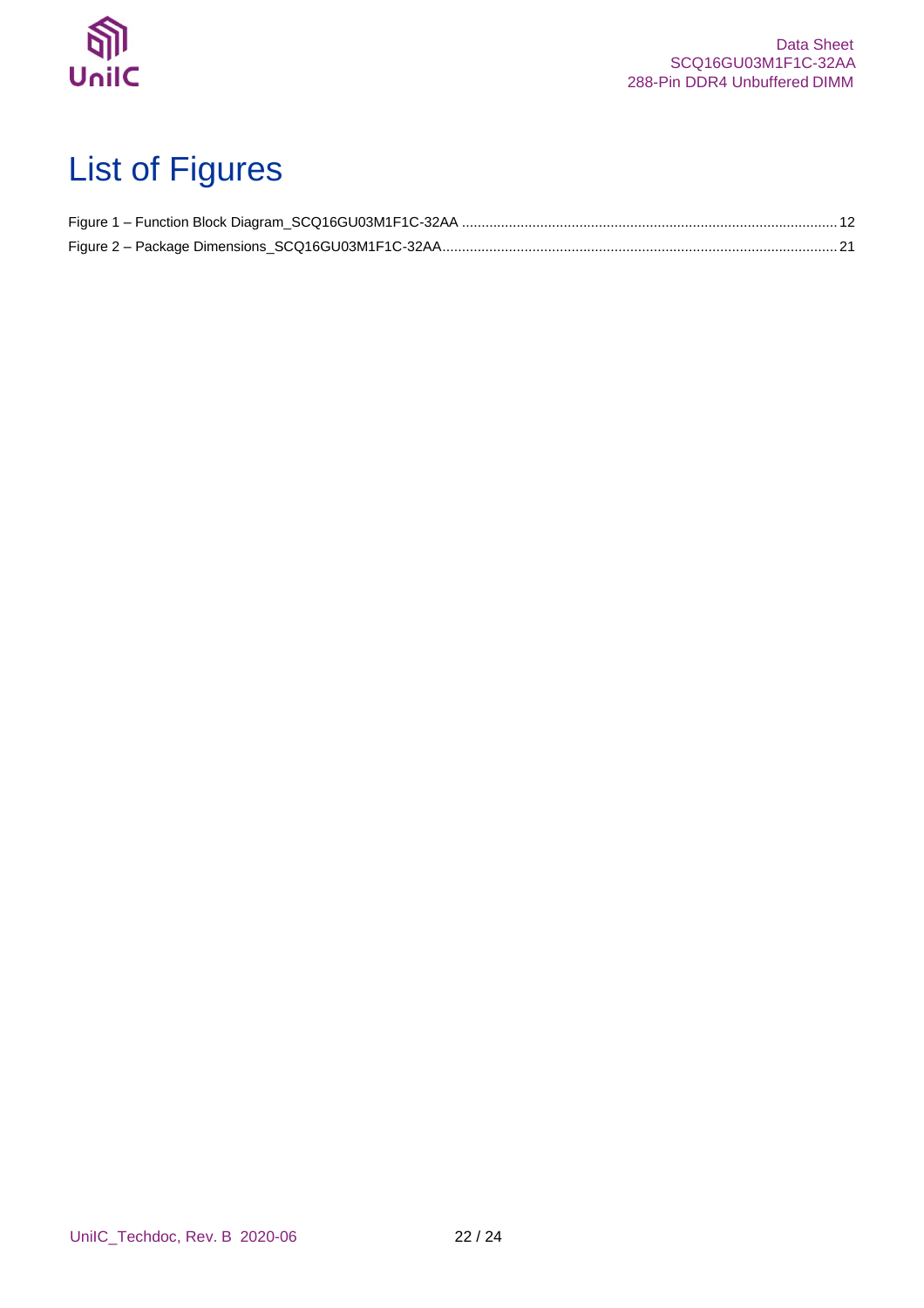# List of Figures

Figure 1 – Function Block Diagram_SCQ16GU03M1F1C-32AA ........................................................................ 12

Figure 2 – Package Dimensions_SCQ16GU03M1F1C-32AA ........................................................................ 21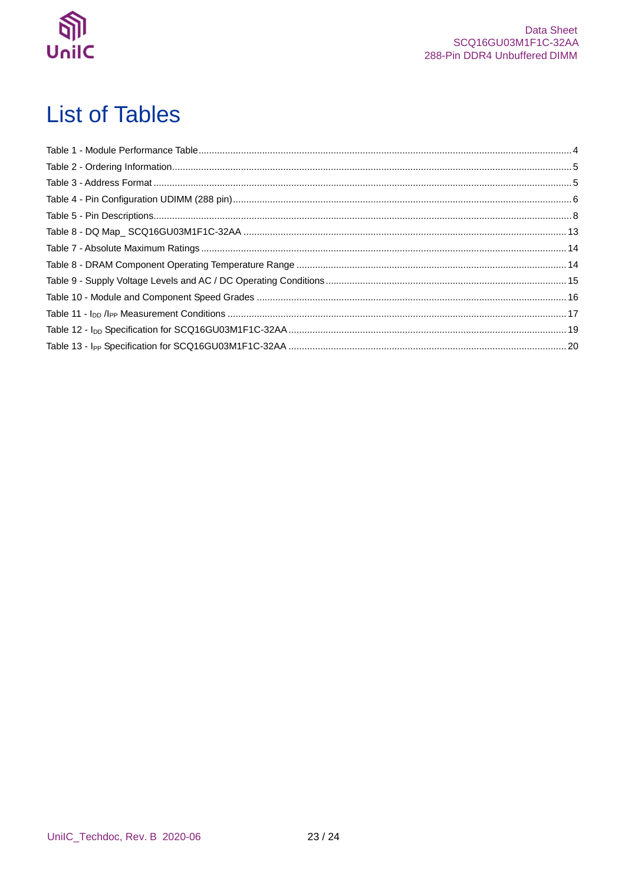# List of Tables

Table 1 - Module Performance Table ........ 4
Table 2 - Ordering Information ........ 5
Table 3 - Address Format ........ 5
Table 4 - Pin Configuration UDIMM (288 pin) ........ 6
Table 5 - Pin Descriptions ........ 8
Table 8 - DQ Map_ SCQ16GU03M1F1C-32AA ........ 13
Table 7 - Absolute Maximum Ratings ........ 14
Table 8 - DRAM Component Operating Temperature Range ........ 14
Table 9 - Supply Voltage Levels and AC / DC Operating Conditions ........ 15
Table 10 - Module and Component Speed Grades ........ 16
Table 11 - $I_{DD}$ /$I_{PP}$ Measurement Conditions ........ 17
Table 12 - $I_{DD}$ Specification for SCQ16GU03M1F1C-32AA ........ 19
Table 13 - $I_{PP}$ Specification for SCQ16GU03M1F1C-32AA ........ 20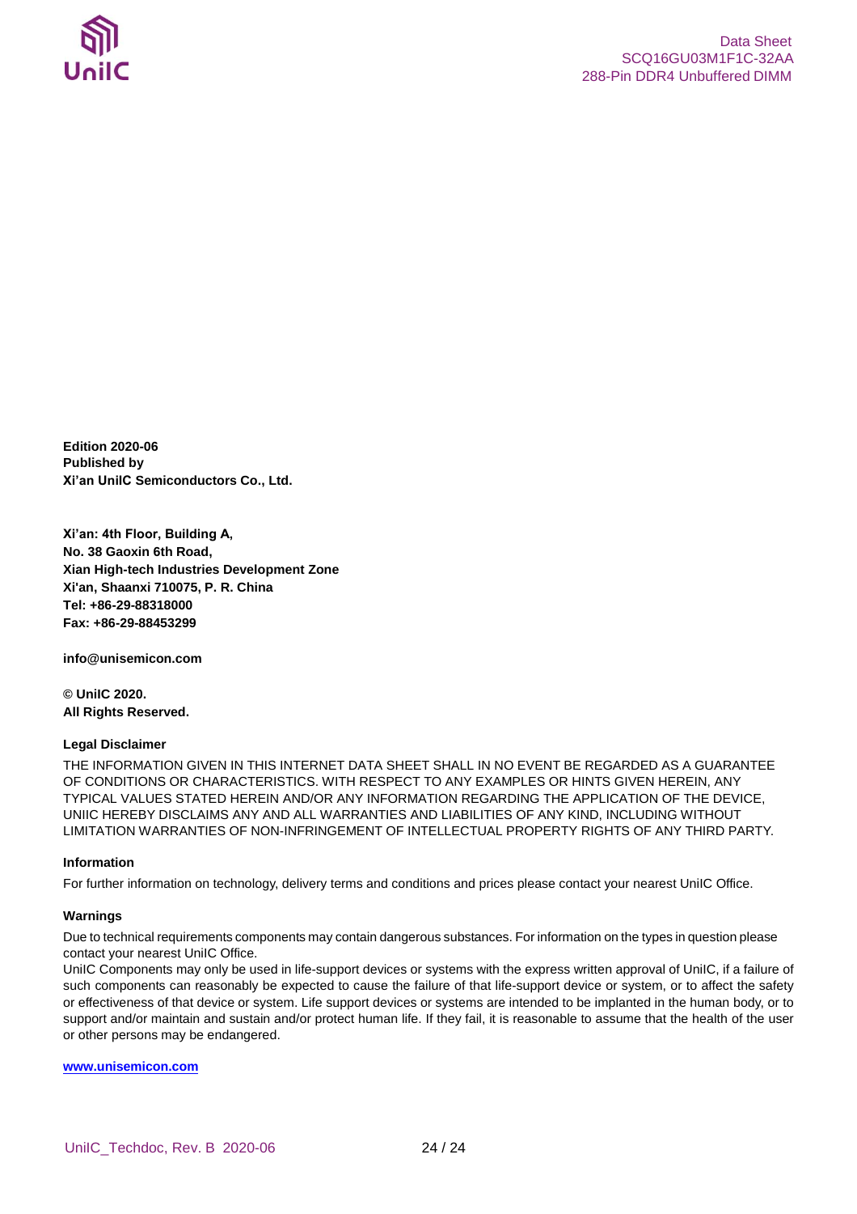**Edition 2020-06**
**Published by**
**Xi'an UnilC Semiconductors Co., Ltd.**

**Xi'an: 4th Floor, Building A,**
**No. 38 Gaoxin 6th Road,**
**Xian High-tech Industries Development Zone**
**Xi'an, Shaanxi 710075, P. R. China**
**Tel: +86-29-88318000**
**Fax: +86-29-88453299**

**info@unisemicon.com**

**© UnilC 2020.**
**All Rights Reserved.**

#### Legal Disclaimer

THE INFORMATION GIVEN IN THIS INTERNET DATA SHEET SHALL IN NO EVENT BE REGARDED AS A GUARANTEE OF CONDITIONS OR CHARACTERISTICS. WITH RESPECT TO ANY EXAMPLES OR HINTS GIVEN HEREIN, ANY TYPICAL VALUES STATED HEREIN AND/OR ANY INFORMATION REGARDING THE APPLICATION OF THE DEVICE, UNIIC HEREBY DISCLAIMS ANY AND ALL WARRANTIES AND LIABILITIES OF ANY KIND, INCLUDING WITHOUT LIMITATION WARRANTIES OF NON-INFRINGEMENT OF INTELLECTUAL PROPERTY RIGHTS OF ANY THIRD PARTY.

#### Information

For further information on technology, delivery terms and conditions and prices please contact your nearest UnilC Office.

#### Warnings

Due to technical requirements components may contain dangerous substances. For information on the types in question please contact your nearest UnilC Office.
UnilC Components may only be used in life-support devices or systems with the express written approval of UnilC, if a failure of such components can reasonably be expected to cause the failure of that life-support device or system, or to affect the safety or effectiveness of that device or system. Life support devices or systems are intended to be implanted in the human body, or to support and/or maintain and sustain and/or protect human life. If they fail, it is reasonable to assume that the health of the user or other persons may be endangered.

**www.unisemicon.com**